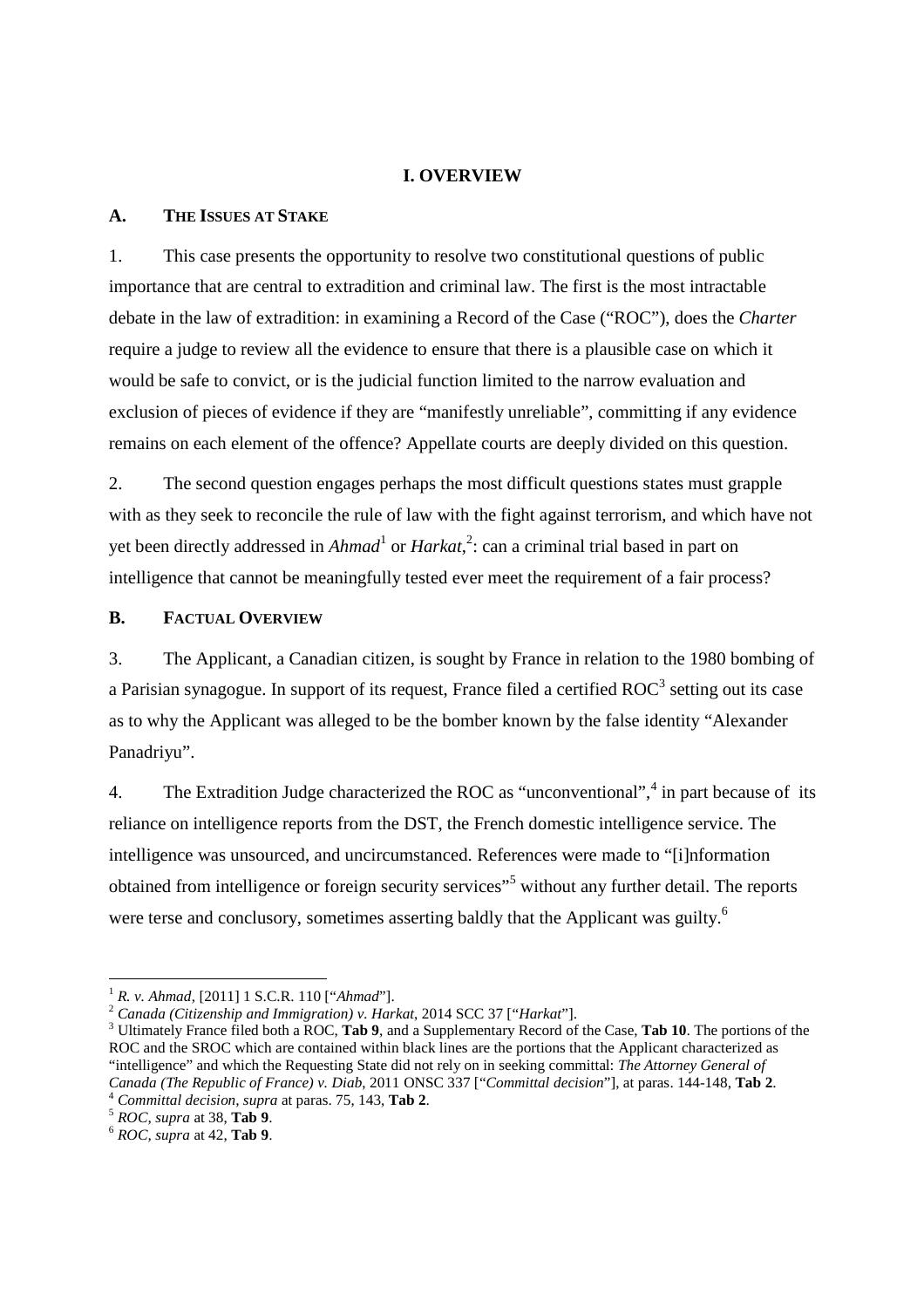# I. OVERVIEW

## A. The Issues at Stake

1. This case presents the opportunity to resolve two constitutional questions of public importance that are central to extradition and criminal law. The first is the most intractable debate in the law of extradition: in examining a Record of the Case ("ROC"), does the *Charter* require a judge to review all the evidence to ensure that there is a plausible case on which it would be safe to convict, or is the judicial function limited to the narrow evaluation and exclusion of pieces of evidence if they are "manifestly unreliable", committing if any evidence remains on each element of the offence? Appellate courts are deeply divided on this question.

2. The second question engages perhaps the most difficult questions states must grapple with as they seek to reconcile the rule of law with the fight against terrorism, and which have not yet been directly addressed in *Ahmad*[1] or *Harkat*,[2]: can a criminal trial based in part on intelligence that cannot be meaningfully tested ever meet the requirement of a fair process?

## B. Factual Overview

3. The Applicant, a Canadian citizen, is sought by France in relation to the 1980 bombing of a Parisian synagogue. In support of its request, France filed a certified ROC[3] setting out its case as to why the Applicant was alleged to be the bomber known by the false identity "Alexander Panadriyu".

4. The Extradition Judge characterized the ROC as "unconventional",[4] in part because of its reliance on intelligence reports from the DST, the French domestic intelligence service. The intelligence was unsourced, and uncircumstanced. References were made to "[i]nformation obtained from intelligence or foreign security services"[5] without any further detail. The reports were terse and conclusory, sometimes asserting baldly that the Applicant was guilty.[6]

---

[1] *R. v. Ahmad*, [2011] 1 S.C.R. 110 ["*Ahmad*"].

[2] *Canada (Citizenship and Immigration) v. Harkat*, 2014 SCC 37 ["*Harkat*"].

[3] Ultimately France filed both a ROC, **Tab 9**, and a Supplementary Record of the Case, **Tab 10**. The portions of the ROC and the SROC which are contained within black lines are the portions that the Applicant characterized as "intelligence" and which the Requesting State did not rely on in seeking committal: *The Attorney General of Canada (The Republic of France) v. Diab*, 2011 ONSC 337 ["*Committal decision*"], at paras. 144-148, **Tab 2**.

[4] *Committal decision, supra* at paras. 75, 143, **Tab 2**.

[5] *ROC, supra* at 38, **Tab 9**.

[6] *ROC, supra* at 42, **Tab 9**.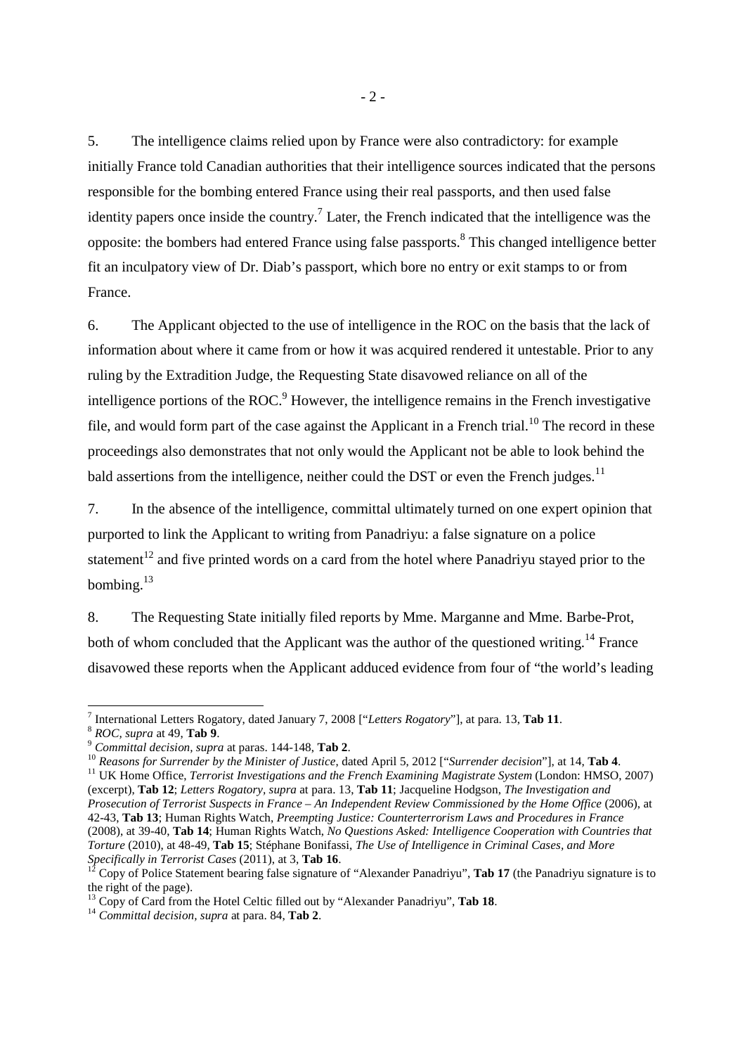5. The intelligence claims relied upon by France were also contradictory: for example initially France told Canadian authorities that their intelligence sources indicated that the persons responsible for the bombing entered France using their real passports, and then used false identity papers once inside the country.[7] Later, the French indicated that the intelligence was the opposite: the bombers had entered France using false passports.[8] This changed intelligence better fit an inculpatory view of Dr. Diab's passport, which bore no entry or exit stamps to or from France.

6. The Applicant objected to the use of intelligence in the ROC on the basis that the lack of information about where it came from or how it was acquired rendered it untestable. Prior to any ruling by the Extradition Judge, the Requesting State disavowed reliance on all of the intelligence portions of the ROC.[9] However, the intelligence remains in the French investigative file, and would form part of the case against the Applicant in a French trial.[10] The record in these proceedings also demonstrates that not only would the Applicant not be able to look behind the bald assertions from the intelligence, neither could the DST or even the French judges.[11]

7. In the absence of the intelligence, committal ultimately turned on one expert opinion that purported to link the Applicant to writing from Panadriyu: a false signature on a police statement[12] and five printed words on a card from the hotel where Panadriyu stayed prior to the bombing.[13]

8. The Requesting State initially filed reports by Mme. Marganne and Mme. Barbe-Prot, both of whom concluded that the Applicant was the author of the questioned writing.[14] France disavowed these reports when the Applicant adduced evidence from four of "the world's leading

---

[7] International Letters Rogatory, dated January 7, 2008 ["*Letters Rogatory*"], at para. 13, **Tab 11**.

[8] *ROC*, *supra* at 49, **Tab 9**.

[9] *Committal decision*, *supra* at paras. 144-148, **Tab 2**.

[10] *Reasons for Surrender by the Minister of Justice*, dated April 5, 2012 ["*Surrender decision*"], at 14, **Tab 4**.

[11] UK Home Office, *Terrorist Investigations and the French Examining Magistrate System* (London: HMSO, 2007) (excerpt), **Tab 12**; *Letters Rogatory*, *supra* at para. 13, **Tab 11**; Jacqueline Hodgson, *The Investigation and Prosecution of Terrorist Suspects in France – An Independent Review Commissioned by the Home Office* (2006), at 42-43, **Tab 13**; Human Rights Watch, *Preempting Justice: Counterterrorism Laws and Procedures in France* (2008), at 39-40, **Tab 14**; Human Rights Watch, *No Questions Asked: Intelligence Cooperation with Countries that Torture* (2010), at 48-49, **Tab 15**; Stéphane Bonifassi, *The Use of Intelligence in Criminal Cases, and More Specifically in Terrorist Cases* (2011), at 3, **Tab 16**.

[12] Copy of Police Statement bearing false signature of "Alexander Panadriyu", **Tab 17** (the Panadriyu signature is to the right of the page).

[13] Copy of Card from the Hotel Celtic filled out by "Alexander Panadriyu", **Tab 18**.

[14] *Committal decision*, *supra* at para. 84, **Tab 2**.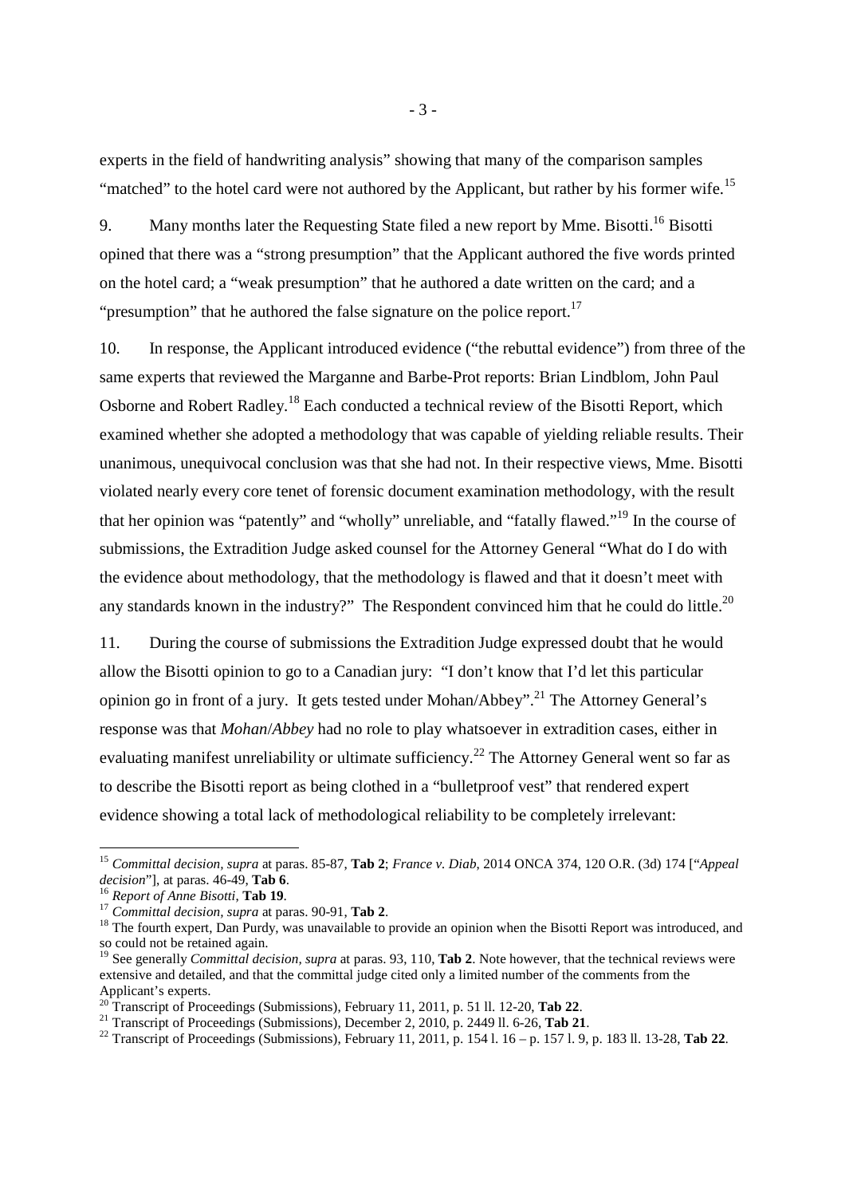experts in the field of handwriting analysis" showing that many of the comparison samples "matched" to the hotel card were not authored by the Applicant, but rather by his former wife.[15]

9. Many months later the Requesting State filed a new report by Mme. Bisotti.[16] Bisotti opined that there was a "strong presumption" that the Applicant authored the five words printed on the hotel card; a "weak presumption" that he authored a date written on the card; and a "presumption" that he authored the false signature on the police report.[17]

10. In response, the Applicant introduced evidence ("the rebuttal evidence") from three of the same experts that reviewed the Marganne and Barbe-Prot reports: Brian Lindblom, John Paul Osborne and Robert Radley.[18] Each conducted a technical review of the Bisotti Report, which examined whether she adopted a methodology that was capable of yielding reliable results. Their unanimous, unequivocal conclusion was that she had not. In their respective views, Mme. Bisotti violated nearly every core tenet of forensic document examination methodology, with the result that her opinion was "patently" and "wholly" unreliable, and "fatally flawed."[19] In the course of submissions, the Extradition Judge asked counsel for the Attorney General "What do I do with the evidence about methodology, that the methodology is flawed and that it doesn't meet with any standards known in the industry?" The Respondent convinced him that he could do little.[20]

11. During the course of submissions the Extradition Judge expressed doubt that he would allow the Bisotti opinion to go to a Canadian jury: "I don't know that I'd let this particular opinion go in front of a jury. It gets tested under Mohan/Abbey".[21] The Attorney General's response was that *Mohan*/*Abbey* had no role to play whatsoever in extradition cases, either in evaluating manifest unreliability or ultimate sufficiency.[22] The Attorney General went so far as to describe the Bisotti report as being clothed in a "bulletproof vest" that rendered expert evidence showing a total lack of methodological reliability to be completely irrelevant:

---

[15] *Committal decision, supra* at paras. 85-87, **Tab 2**; *France v. Diab*, 2014 ONCA 374, 120 O.R. (3d) 174 ["*Appeal decision*"], at paras. 46-49, **Tab 6**.

[16] *Report of Anne Bisotti*, **Tab 19**.

[17] *Committal decision, supra* at paras. 90-91, **Tab 2**.

[18] The fourth expert, Dan Purdy, was unavailable to provide an opinion when the Bisotti Report was introduced, and so could not be retained again.

[19] See generally *Committal decision, supra* at paras. 93, 110, **Tab 2**. Note however, that the technical reviews were extensive and detailed, and that the committal judge cited only a limited number of the comments from the Applicant's experts.

[20] Transcript of Proceedings (Submissions), February 11, 2011, p. 51 ll. 12-20, **Tab 22**.

[21] Transcript of Proceedings (Submissions), December 2, 2010, p. 2449 ll. 6-26, **Tab 21**.

[22] Transcript of Proceedings (Submissions), February 11, 2011, p. 154 l. 16 – p. 157 l. 9, p. 183 ll. 13-28, **Tab 22**.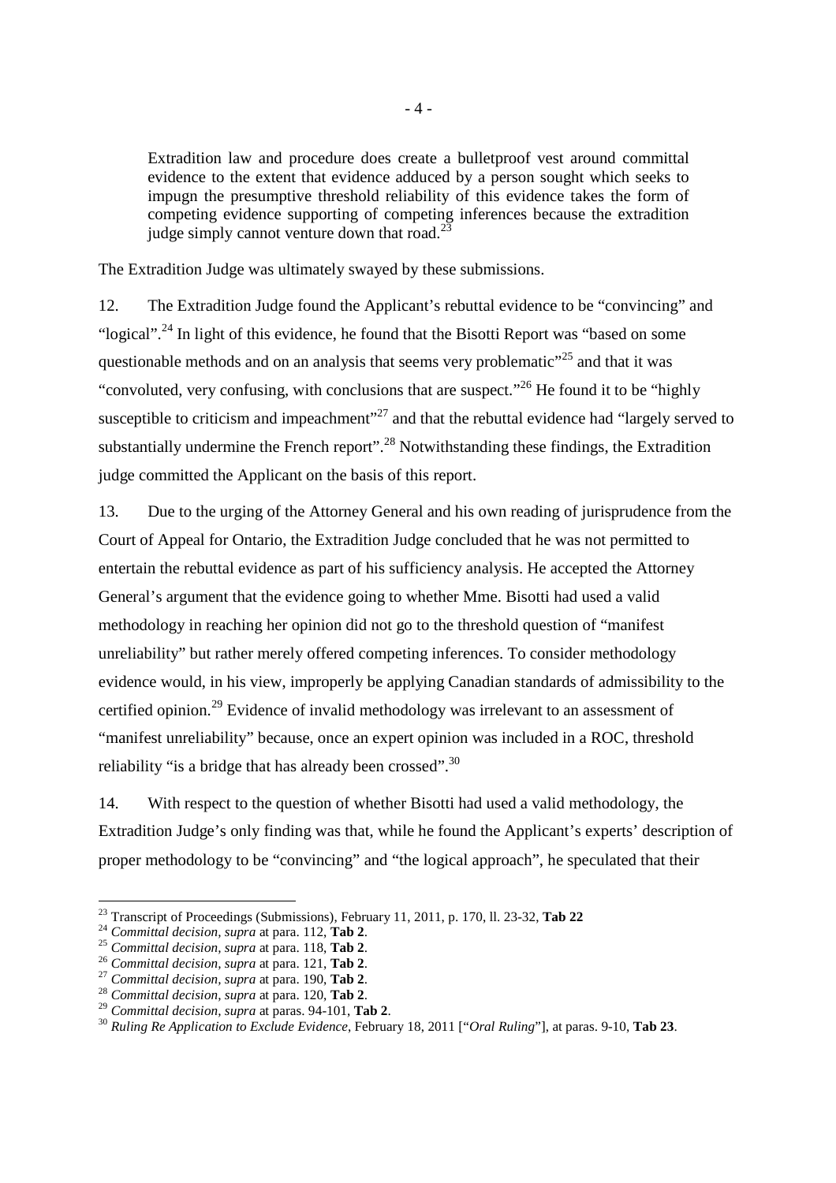> Extradition law and procedure does create a bulletproof vest around committal evidence to the extent that evidence adduced by a person sought which seeks to impugn the presumptive threshold reliability of this evidence takes the form of competing evidence supporting of competing inferences because the extradition judge simply cannot venture down that road.[23]

The Extradition Judge was ultimately swayed by these submissions.

12. The Extradition Judge found the Applicant's rebuttal evidence to be "convincing" and "logical".[24] In light of this evidence, he found that the Bisotti Report was "based on some questionable methods and on an analysis that seems very problematic"[25] and that it was "convoluted, very confusing, with conclusions that are suspect."[26] He found it to be "highly susceptible to criticism and impeachment"[27] and that the rebuttal evidence had "largely served to substantially undermine the French report".[28] Notwithstanding these findings, the Extradition judge committed the Applicant on the basis of this report.

13. Due to the urging of the Attorney General and his own reading of jurisprudence from the Court of Appeal for Ontario, the Extradition Judge concluded that he was not permitted to entertain the rebuttal evidence as part of his sufficiency analysis. He accepted the Attorney General's argument that the evidence going to whether Mme. Bisotti had used a valid methodology in reaching her opinion did not go to the threshold question of "manifest unreliability" but rather merely offered competing inferences. To consider methodology evidence would, in his view, improperly be applying Canadian standards of admissibility to the certified opinion.[29] Evidence of invalid methodology was irrelevant to an assessment of "manifest unreliability" because, once an expert opinion was included in a ROC, threshold reliability "is a bridge that has already been crossed".[30]

14. With respect to the question of whether Bisotti had used a valid methodology, the Extradition Judge's only finding was that, while he found the Applicant's experts' description of proper methodology to be "convincing" and "the logical approach", he speculated that their

---

[23] Transcript of Proceedings (Submissions), February 11, 2011, p. 170, ll. 23-32, **Tab 22**

[24] *Committal decision, supra* at para. 112, **Tab 2**.

[25] *Committal decision, supra* at para. 118, **Tab 2**.

[26] *Committal decision, supra* at para. 121, **Tab 2**.

[27] *Committal decision, supra* at para. 190, **Tab 2**.

[28] *Committal decision, supra* at para. 120, **Tab 2**.

[29] *Committal decision, supra* at paras. 94-101, **Tab 2**.

[30] *Ruling Re Application to Exclude Evidence*, February 18, 2011 ["*Oral Ruling*"], at paras. 9-10, **Tab 23**.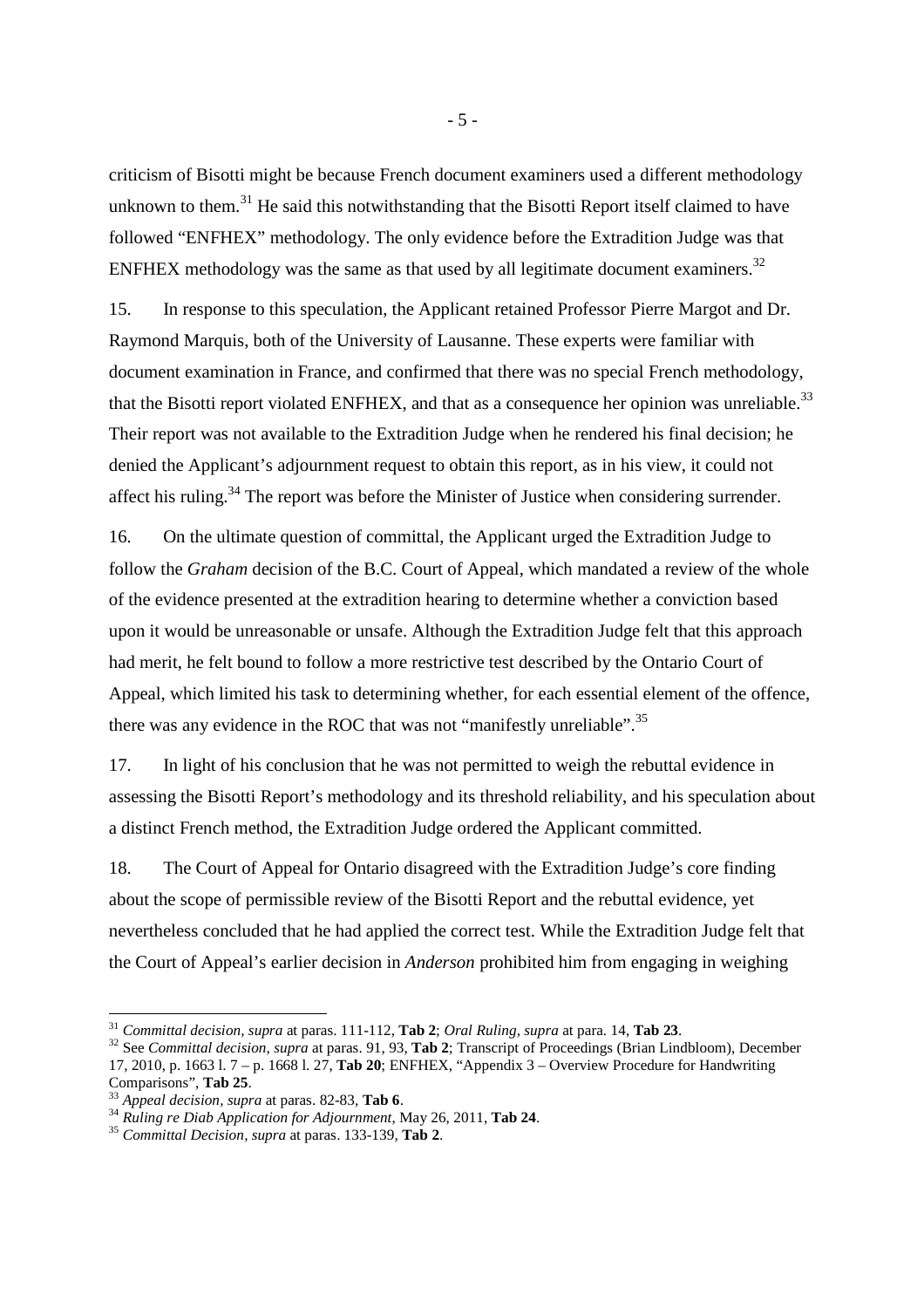criticism of Bisotti might be because French document examiners used a different methodology unknown to them.[31] He said this notwithstanding that the Bisotti Report itself claimed to have followed "ENFHEX" methodology. The only evidence before the Extradition Judge was that ENFHEX methodology was the same as that used by all legitimate document examiners.[32]

15. In response to this speculation, the Applicant retained Professor Pierre Margot and Dr. Raymond Marquis, both of the University of Lausanne. These experts were familiar with document examination in France, and confirmed that there was no special French methodology, that the Bisotti report violated ENFHEX, and that as a consequence her opinion was unreliable.[33] Their report was not available to the Extradition Judge when he rendered his final decision; he denied the Applicant's adjournment request to obtain this report, as in his view, it could not affect his ruling.[34] The report was before the Minister of Justice when considering surrender.

16. On the ultimate question of committal, the Applicant urged the Extradition Judge to follow the *Graham* decision of the B.C. Court of Appeal, which mandated a review of the whole of the evidence presented at the extradition hearing to determine whether a conviction based upon it would be unreasonable or unsafe. Although the Extradition Judge felt that this approach had merit, he felt bound to follow a more restrictive test described by the Ontario Court of Appeal, which limited his task to determining whether, for each essential element of the offence, there was any evidence in the ROC that was not "manifestly unreliable".[35]

17. In light of his conclusion that he was not permitted to weigh the rebuttal evidence in assessing the Bisotti Report's methodology and its threshold reliability, and his speculation about a distinct French method, the Extradition Judge ordered the Applicant committed.

18. The Court of Appeal for Ontario disagreed with the Extradition Judge's core finding about the scope of permissible review of the Bisotti Report and the rebuttal evidence, yet nevertheless concluded that he had applied the correct test. While the Extradition Judge felt that the Court of Appeal's earlier decision in *Anderson* prohibited him from engaging in weighing

---

[31] *Committal decision, supra* at paras. 111-112, **Tab 2**; *Oral Ruling, supra* at para. 14, **Tab 23**.

[32] See *Committal decision, supra* at paras. 91, 93, **Tab 2**; Transcript of Proceedings (Brian Lindbloom), December 17, 2010, p. 1663 l. 7 – p. 1668 l. 27, **Tab 20**; ENFHEX, "Appendix 3 – Overview Procedure for Handwriting Comparisons", **Tab 25**.

[33] *Appeal decision, supra* at paras. 82-83, **Tab 6**.

[34] *Ruling re Diab Application for Adjournment*, May 26, 2011, **Tab 24**.

[35] *Committal Decision, supra* at paras. 133-139, **Tab 2**.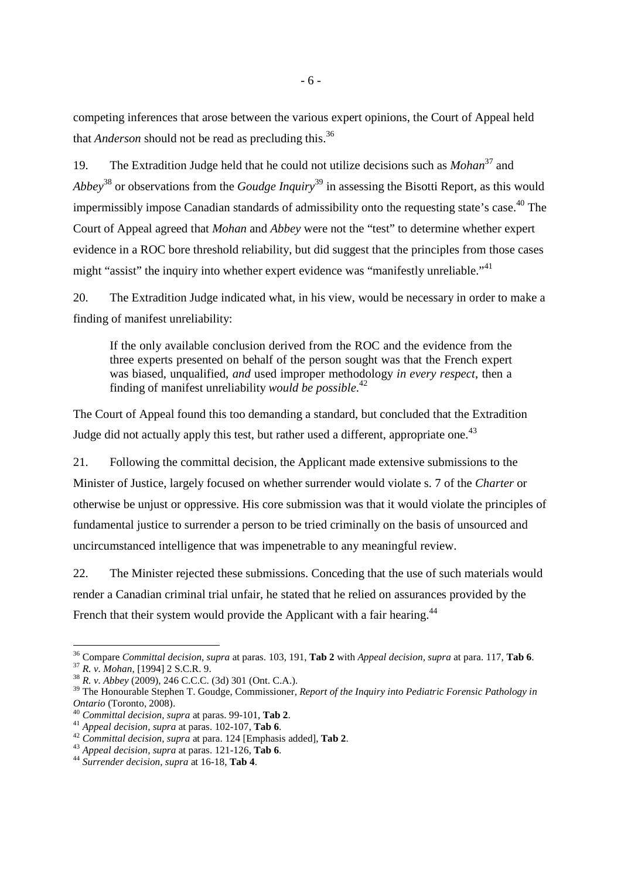competing inferences that arose between the various expert opinions, the Court of Appeal held that *Anderson* should not be read as precluding this.[36]

19. The Extradition Judge held that he could not utilize decisions such as *Mohan*[37] and *Abbey*[38] or observations from the *Goudge Inquiry*[39] in assessing the Bisotti Report, as this would impermissibly impose Canadian standards of admissibility onto the requesting state's case.[40] The Court of Appeal agreed that *Mohan* and *Abbey* were not the "test" to determine whether expert evidence in a ROC bore threshold reliability, but did suggest that the principles from those cases might "assist" the inquiry into whether expert evidence was "manifestly unreliable."[41]

20. The Extradition Judge indicated what, in his view, would be necessary in order to make a finding of manifest unreliability:

> If the only available conclusion derived from the ROC and the evidence from the three experts presented on behalf of the person sought was that the French expert was biased, unqualified, *and* used improper methodology *in every respect*, then a finding of manifest unreliability *would be possible*.[42]

The Court of Appeal found this too demanding a standard, but concluded that the Extradition Judge did not actually apply this test, but rather used a different, appropriate one.[43]

21. Following the committal decision, the Applicant made extensive submissions to the Minister of Justice, largely focused on whether surrender would violate s. 7 of the *Charter* or otherwise be unjust or oppressive. His core submission was that it would violate the principles of fundamental justice to surrender a person to be tried criminally on the basis of unsourced and uncircumstanced intelligence that was impenetrable to any meaningful review.

22. The Minister rejected these submissions. Conceding that the use of such materials would render a Canadian criminal trial unfair, he stated that he relied on assurances provided by the French that their system would provide the Applicant with a fair hearing.[44]

---

[36] Compare *Committal decision, supra* at paras. 103, 191, **Tab 2** with *Appeal decision, supra* at para. 117, **Tab 6**.
[37] *R. v. Mohan*, [1994] 2 S.C.R. 9.
[38] *R. v. Abbey* (2009), 246 C.C.C. (3d) 301 (Ont. C.A.).
[39] The Honourable Stephen T. Goudge, Commissioner, *Report of the Inquiry into Pediatric Forensic Pathology in Ontario* (Toronto, 2008).
[40] *Committal decision, supra* at paras. 99-101, **Tab 2**.
[41] *Appeal decision, supra* at paras. 102-107, **Tab 6**.
[42] *Committal decision, supra* at para. 124 [Emphasis added], **Tab 2**.
[43] *Appeal decision, supra* at paras. 121-126, **Tab 6**.
[44] *Surrender decision, supra* at 16-18, **Tab 4**.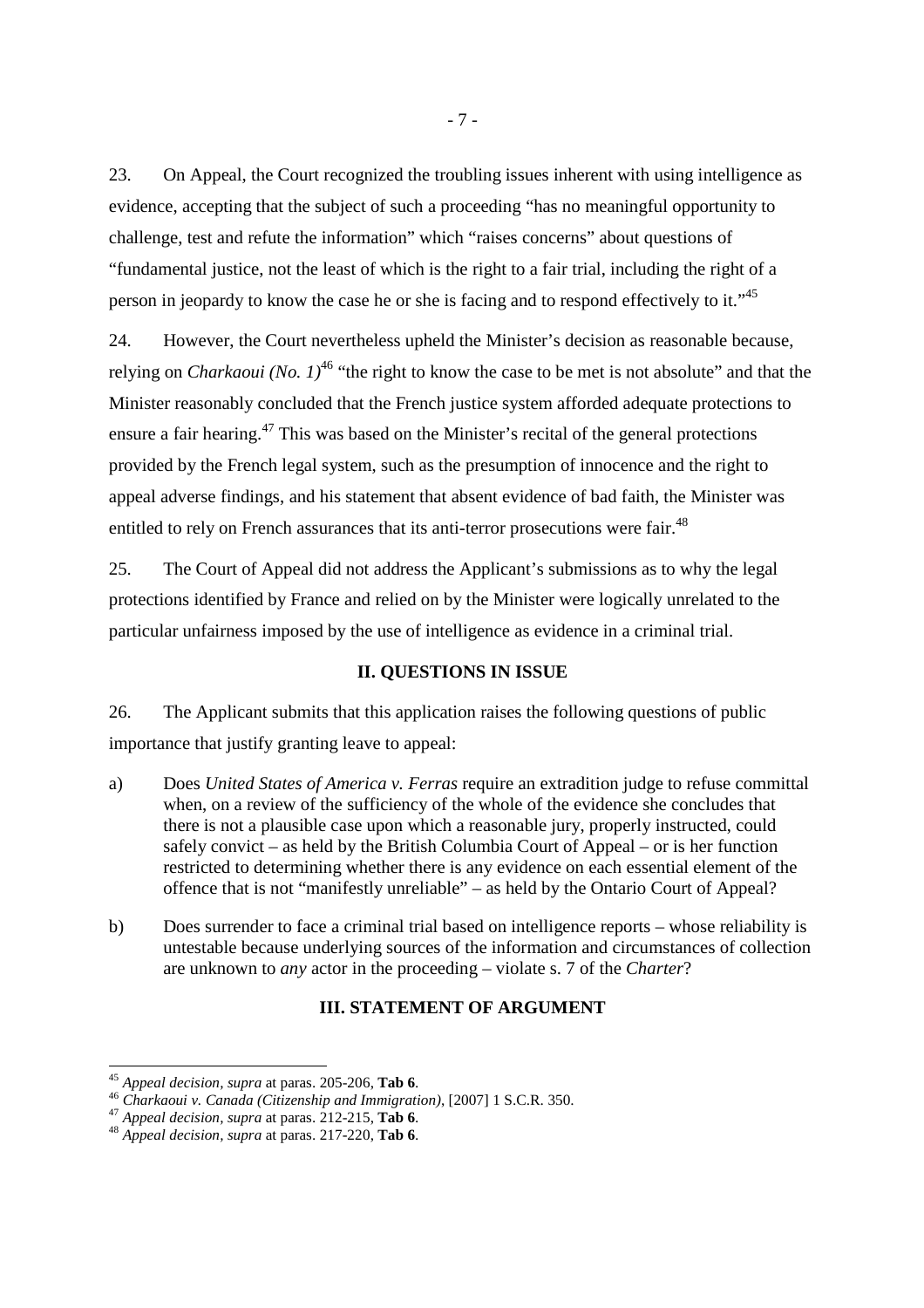23. On Appeal, the Court recognized the troubling issues inherent with using intelligence as evidence, accepting that the subject of such a proceeding "has no meaningful opportunity to challenge, test and refute the information" which "raises concerns" about questions of "fundamental justice, not the least of which is the right to a fair trial, including the right of a person in jeopardy to know the case he or she is facing and to respond effectively to it."[45]

24. However, the Court nevertheless upheld the Minister's decision as reasonable because, relying on *Charkaoui (No. 1)*[46] "the right to know the case to be met is not absolute" and that the Minister reasonably concluded that the French justice system afforded adequate protections to ensure a fair hearing.[47] This was based on the Minister's recital of the general protections provided by the French legal system, such as the presumption of innocence and the right to appeal adverse findings, and his statement that absent evidence of bad faith, the Minister was entitled to rely on French assurances that its anti-terror prosecutions were fair.[48]

25. The Court of Appeal did not address the Applicant's submissions as to why the legal protections identified by France and relied on by the Minister were logically unrelated to the particular unfairness imposed by the use of intelligence as evidence in a criminal trial.

## II. QUESTIONS IN ISSUE

26. The Applicant submits that this application raises the following questions of public importance that justify granting leave to appeal:

a) Does *United States of America v. Ferras* require an extradition judge to refuse committal when, on a review of the sufficiency of the whole of the evidence she concludes that there is not a plausible case upon which a reasonable jury, properly instructed, could safely convict – as held by the British Columbia Court of Appeal – or is her function restricted to determining whether there is any evidence on each essential element of the offence that is not "manifestly unreliable" – as held by the Ontario Court of Appeal?

b) Does surrender to face a criminal trial based on intelligence reports – whose reliability is untestable because underlying sources of the information and circumstances of collection are unknown to *any* actor in the proceeding – violate s. 7 of the *Charter*?

## III. STATEMENT OF ARGUMENT

---

[45] *Appeal decision, supra* at paras. 205-206, **Tab 6**.

[46] *Charkaoui v. Canada (Citizenship and Immigration)*, [2007] 1 S.C.R. 350.

[47] *Appeal decision, supra* at paras. 212-215, **Tab 6**.

[48] *Appeal decision, supra* at paras. 217-220, **Tab 6**.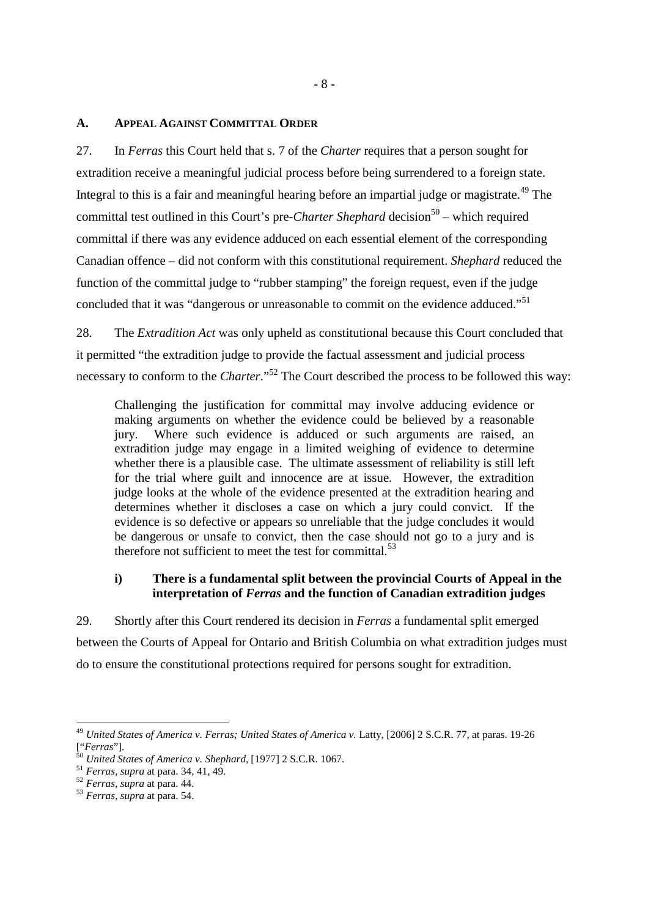## A. APPEAL AGAINST COMMITTAL ORDER

27. In *Ferras* this Court held that s. 7 of the *Charter* requires that a person sought for extradition receive a meaningful judicial process before being surrendered to a foreign state. Integral to this is a fair and meaningful hearing before an impartial judge or magistrate.[49] The committal test outlined in this Court's pre-*Charter Shephard* decision[50] – which required committal if there was any evidence adduced on each essential element of the corresponding Canadian offence – did not conform with this constitutional requirement. *Shephard* reduced the function of the committal judge to "rubber stamping" the foreign request, even if the judge concluded that it was "dangerous or unreasonable to commit on the evidence adduced."[51]

28. The *Extradition Act* was only upheld as constitutional because this Court concluded that it permitted "the extradition judge to provide the factual assessment and judicial process necessary to conform to the *Charter*."[52] The Court described the process to be followed this way:

> Challenging the justification for committal may involve adducing evidence or making arguments on whether the evidence could be believed by a reasonable jury. Where such evidence is adduced or such arguments are raised, an extradition judge may engage in a limited weighing of evidence to determine whether there is a plausible case. The ultimate assessment of reliability is still left for the trial where guilt and innocence are at issue. However, the extradition judge looks at the whole of the evidence presented at the extradition hearing and determines whether it discloses a case on which a jury could convict. If the evidence is so defective or appears so unreliable that the judge concludes it would be dangerous or unsafe to convict, then the case should not go to a jury and is therefore not sufficient to meet the test for committal.[53]

### i) There is a fundamental split between the provincial Courts of Appeal in the interpretation of *Ferras* and the function of Canadian extradition judges

29. Shortly after this Court rendered its decision in *Ferras* a fundamental split emerged between the Courts of Appeal for Ontario and British Columbia on what extradition judges must do to ensure the constitutional protections required for persons sought for extradition.

---

[49] *United States of America v. Ferras; United States of America v.* Latty, [2006] 2 S.C.R. 77, at paras. 19-26 ["*Ferras*"].

[50] *United States of America v. Shephard*, [1977] 2 S.C.R. 1067.

[51] *Ferras, supra* at para. 34, 41, 49.

[52] *Ferras, supra* at para. 44.

[53] *Ferras, supra* at para. 54.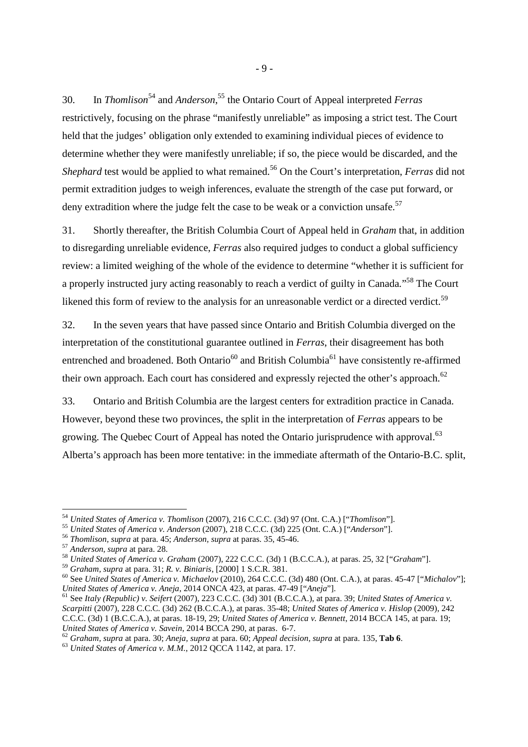30. In *Thomlison*[54] and *Anderson*,[55] the Ontario Court of Appeal interpreted *Ferras* restrictively, focusing on the phrase "manifestly unreliable" as imposing a strict test. The Court held that the judges' obligation only extended to examining individual pieces of evidence to determine whether they were manifestly unreliable; if so, the piece would be discarded, and the *Shephard* test would be applied to what remained.[56] On the Court's interpretation, *Ferras* did not permit extradition judges to weigh inferences, evaluate the strength of the case put forward, or deny extradition where the judge felt the case to be weak or a conviction unsafe.[57]

31. Shortly thereafter, the British Columbia Court of Appeal held in *Graham* that, in addition to disregarding unreliable evidence, *Ferras* also required judges to conduct a global sufficiency review: a limited weighing of the whole of the evidence to determine "whether it is sufficient for a properly instructed jury acting reasonably to reach a verdict of guilty in Canada."[58] The Court likened this form of review to the analysis for an unreasonable verdict or a directed verdict.[59]

32. In the seven years that have passed since Ontario and British Columbia diverged on the interpretation of the constitutional guarantee outlined in *Ferras*, their disagreement has both entrenched and broadened. Both Ontario[60] and British Columbia[61] have consistently re-affirmed their own approach. Each court has considered and expressly rejected the other's approach.[62]

33. Ontario and British Columbia are the largest centers for extradition practice in Canada. However, beyond these two provinces, the split in the interpretation of *Ferras* appears to be growing. The Quebec Court of Appeal has noted the Ontario jurisprudence with approval.[63] Alberta's approach has been more tentative: in the immediate aftermath of the Ontario-B.C. split,

---

[54] *United States of America v. Thomlison* (2007), 216 C.C.C. (3d) 97 (Ont. C.A.) ["*Thomlison*"].

[55] *United States of America v. Anderson* (2007), 218 C.C.C. (3d) 225 (Ont. C.A.) ["*Anderson*"].

[56] *Thomlison, supra* at para. 45; *Anderson, supra* at paras. 35, 45-46.

[57] *Anderson, supra* at para. 28.

[58] *United States of America v. Graham* (2007), 222 C.C.C. (3d) 1 (B.C.C.A.), at paras. 25, 32 ["*Graham*"].

[59] *Graham, supra* at para. 31; *R. v. Biniaris*, [2000] 1 S.C.R. 381.

[60] See *United States of America v. Michaelov* (2010), 264 C.C.C. (3d) 480 (Ont. C.A.), at paras. 45-47 ["*Michalov*"]; *United States of America v. Aneja*, 2014 ONCA 423, at paras. 47-49 ["*Aneja*"].

[61] See *Italy (Republic) v. Seifert* (2007), 223 C.C.C. (3d) 301 (B.C.C.A.), at para. 39; *United States of America v. Scarpitti* (2007), 228 C.C.C. (3d) 262 (B.C.C.A.), at paras. 35-48; *United States of America v. Hislop* (2009), 242 C.C.C. (3d) 1 (B.C.C.A.), at paras. 18-19, 29; *United States of America v. Bennett*, 2014 BCCA 145, at para. 19; *United States of America v. Savein*, 2014 BCCA 290, at paras. 6-7.

[62] *Graham, supra* at para. 30; *Aneja, supra* at para. 60; *Appeal decision, supra* at para. 135, **Tab 6**.

[63] *United States of America v. M.M.*, 2012 QCCA 1142, at para. 17.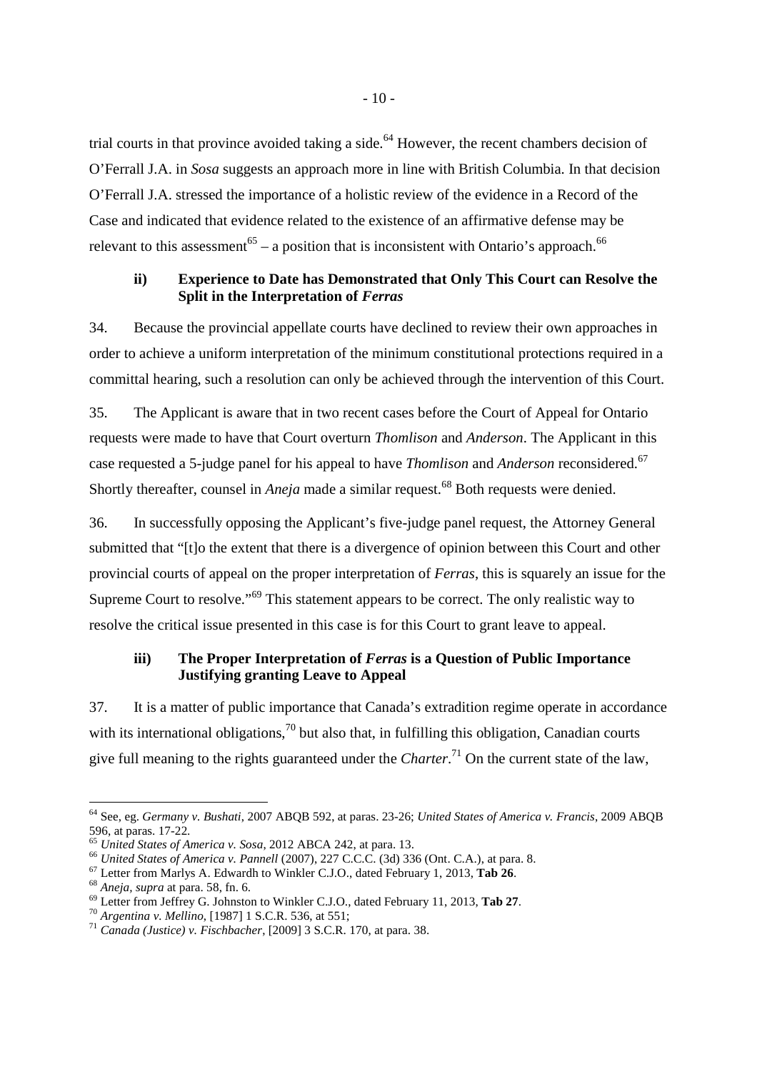trial courts in that province avoided taking a side.[64] However, the recent chambers decision of O'Ferrall J.A. in *Sosa* suggests an approach more in line with British Columbia. In that decision O'Ferrall J.A. stressed the importance of a holistic review of the evidence in a Record of the Case and indicated that evidence related to the existence of an affirmative defense may be relevant to this assessment[65] – a position that is inconsistent with Ontario's approach.[66]

### ii) Experience to Date has Demonstrated that Only This Court can Resolve the Split in the Interpretation of *Ferras*

34. Because the provincial appellate courts have declined to review their own approaches in order to achieve a uniform interpretation of the minimum constitutional protections required in a committal hearing, such a resolution can only be achieved through the intervention of this Court.

35. The Applicant is aware that in two recent cases before the Court of Appeal for Ontario requests were made to have that Court overturn *Thomlison* and *Anderson*. The Applicant in this case requested a 5-judge panel for his appeal to have *Thomlison* and *Anderson* reconsidered.[67] Shortly thereafter, counsel in *Aneja* made a similar request.[68] Both requests were denied.

36. In successfully opposing the Applicant's five-judge panel request, the Attorney General submitted that "[t]o the extent that there is a divergence of opinion between this Court and other provincial courts of appeal on the proper interpretation of *Ferras*, this is squarely an issue for the Supreme Court to resolve."[69] This statement appears to be correct. The only realistic way to resolve the critical issue presented in this case is for this Court to grant leave to appeal.

### iii) The Proper Interpretation of *Ferras* is a Question of Public Importance Justifying granting Leave to Appeal

37. It is a matter of public importance that Canada's extradition regime operate in accordance with its international obligations,[70] but also that, in fulfilling this obligation, Canadian courts give full meaning to the rights guaranteed under the *Charter*.[71] On the current state of the law,

---

[64] See, eg. *Germany v. Bushati*, 2007 ABQB 592, at paras. 23-26; *United States of America v. Francis*, 2009 ABQB 596, at paras. 17-22.

[65] *United States of America v. Sosa*, 2012 ABCA 242, at para. 13.

[66] *United States of America v. Pannell* (2007), 227 C.C.C. (3d) 336 (Ont. C.A.), at para. 8.

[67] Letter from Marlys A. Edwardh to Winkler C.J.O., dated February 1, 2013, **Tab 26**.

[68] *Aneja, supra* at para. 58, fn. 6.

[69] Letter from Jeffrey G. Johnston to Winkler C.J.O., dated February 11, 2013, **Tab 27**.

[70] *Argentina v. Mellino*, [1987] 1 S.C.R. 536, at 551;

[71] *Canada (Justice) v. Fischbacher*, [2009] 3 S.C.R. 170, at para. 38.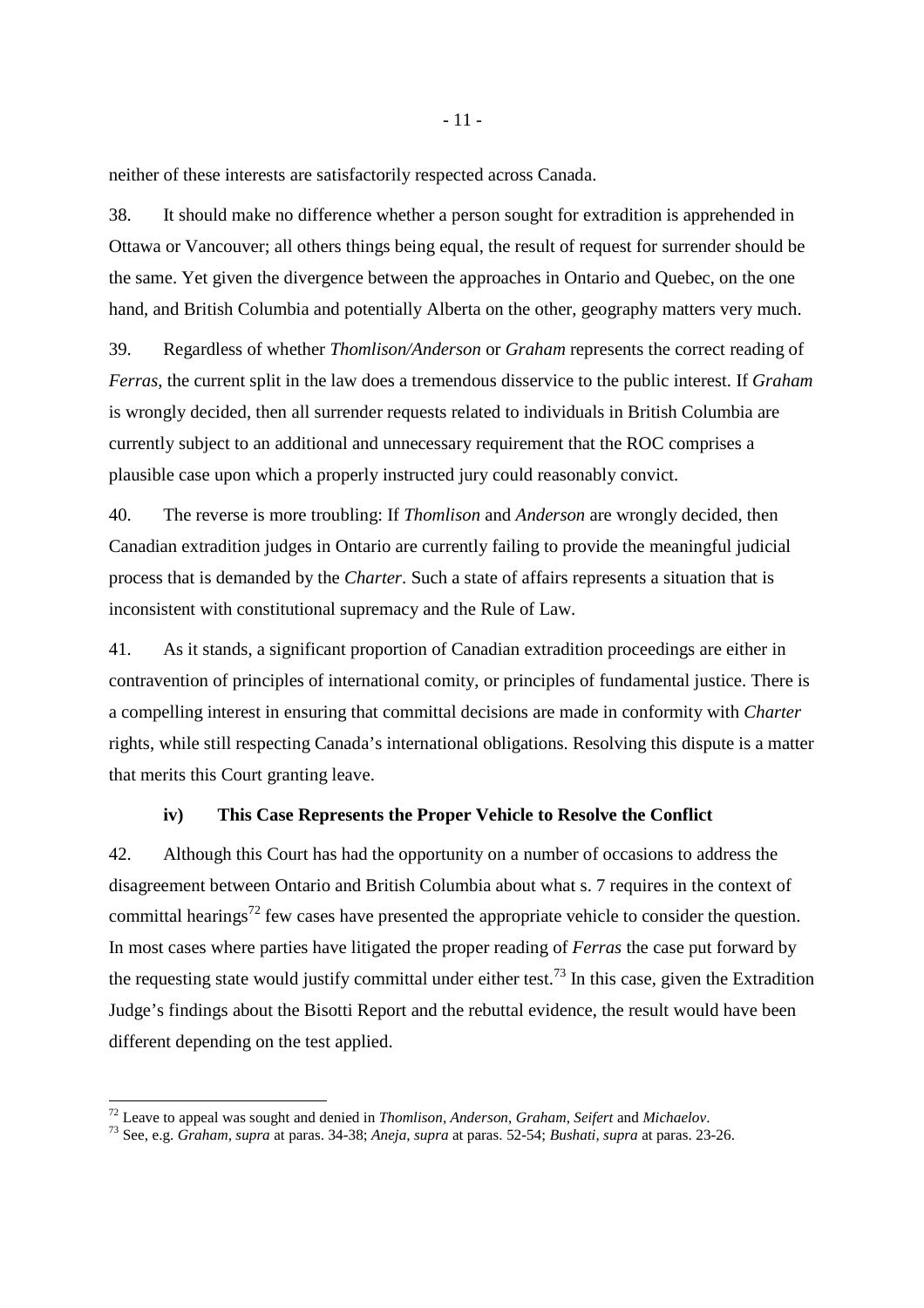neither of these interests are satisfactorily respected across Canada.

38. It should make no difference whether a person sought for extradition is apprehended in Ottawa or Vancouver; all others things being equal, the result of request for surrender should be the same. Yet given the divergence between the approaches in Ontario and Quebec, on the one hand, and British Columbia and potentially Alberta on the other, geography matters very much.

39. Regardless of whether *Thomlison/Anderson* or *Graham* represents the correct reading of *Ferras*, the current split in the law does a tremendous disservice to the public interest. If *Graham* is wrongly decided, then all surrender requests related to individuals in British Columbia are currently subject to an additional and unnecessary requirement that the ROC comprises a plausible case upon which a properly instructed jury could reasonably convict.

40. The reverse is more troubling: If *Thomlison* and *Anderson* are wrongly decided, then Canadian extradition judges in Ontario are currently failing to provide the meaningful judicial process that is demanded by the *Charter*. Such a state of affairs represents a situation that is inconsistent with constitutional supremacy and the Rule of Law.

41. As it stands, a significant proportion of Canadian extradition proceedings are either in contravention of principles of international comity, or principles of fundamental justice. There is a compelling interest in ensuring that committal decisions are made in conformity with *Charter* rights, while still respecting Canada's international obligations. Resolving this dispute is a matter that merits this Court granting leave.

### iv) This Case Represents the Proper Vehicle to Resolve the Conflict

42. Although this Court has had the opportunity on a number of occasions to address the disagreement between Ontario and British Columbia about what s. 7 requires in the context of committal hearings[72] few cases have presented the appropriate vehicle to consider the question. In most cases where parties have litigated the proper reading of *Ferras* the case put forward by the requesting state would justify committal under either test.[73] In this case, given the Extradition Judge's findings about the Bisotti Report and the rebuttal evidence, the result would have been different depending on the test applied.

---

[72] Leave to appeal was sought and denied in *Thomlison*, *Anderson*, *Graham*, *Seifert* and *Michaelov*.

[73] See, e.g. *Graham, supra* at paras. 34-38; *Aneja, supra* at paras. 52-54; *Bushati, supra* at paras. 23-26.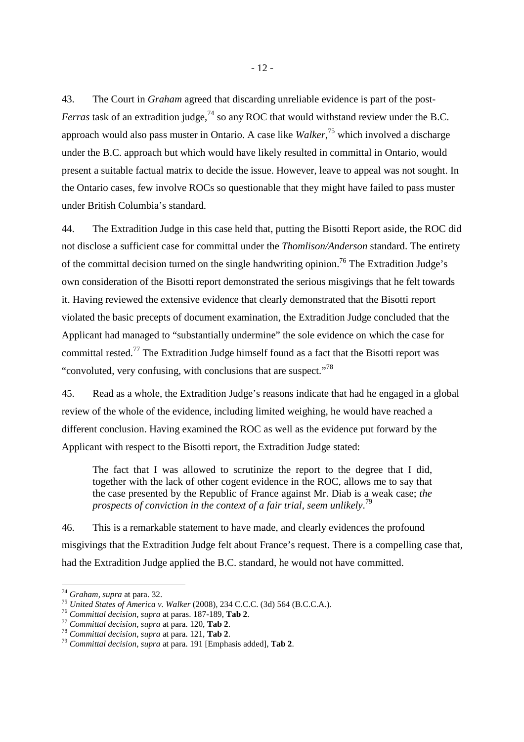43. The Court in *Graham* agreed that discarding unreliable evidence is part of the post-*Ferras* task of an extradition judge,[74] so any ROC that would withstand review under the B.C. approach would also pass muster in Ontario. A case like *Walker*,[75] which involved a discharge under the B.C. approach but which would have likely resulted in committal in Ontario, would present a suitable factual matrix to decide the issue. However, leave to appeal was not sought. In the Ontario cases, few involve ROCs so questionable that they might have failed to pass muster under British Columbia's standard.

44. The Extradition Judge in this case held that, putting the Bisotti Report aside, the ROC did not disclose a sufficient case for committal under the *Thomlison/Anderson* standard. The entirety of the committal decision turned on the single handwriting opinion.[76] The Extradition Judge's own consideration of the Bisotti report demonstrated the serious misgivings that he felt towards it. Having reviewed the extensive evidence that clearly demonstrated that the Bisotti report violated the basic precepts of document examination, the Extradition Judge concluded that the Applicant had managed to "substantially undermine" the sole evidence on which the case for committal rested.[77] The Extradition Judge himself found as a fact that the Bisotti report was "convoluted, very confusing, with conclusions that are suspect."[78]

45. Read as a whole, the Extradition Judge's reasons indicate that had he engaged in a global review of the whole of the evidence, including limited weighing, he would have reached a different conclusion. Having examined the ROC as well as the evidence put forward by the Applicant with respect to the Bisotti report, the Extradition Judge stated:

> The fact that I was allowed to scrutinize the report to the degree that I did, together with the lack of other cogent evidence in the ROC, allows me to say that the case presented by the Republic of France against Mr. Diab is a weak case; *the prospects of conviction in the context of a fair trial, seem unlikely*.[79]

46. This is a remarkable statement to have made, and clearly evidences the profound misgivings that the Extradition Judge felt about France's request. There is a compelling case that, had the Extradition Judge applied the B.C. standard, he would not have committed.

---

[74] *Graham, supra* at para. 32.

[75] *United States of America v. Walker* (2008), 234 C.C.C. (3d) 564 (B.C.C.A.).

[76] *Committal decision, supra* at paras. 187-189, **Tab 2**.

[77] *Committal decision, supra* at para. 120, **Tab 2**.

[78] *Committal decision, supra* at para. 121, **Tab 2**.

[79] *Committal decision, supra* at para. 191 [Emphasis added], **Tab 2**.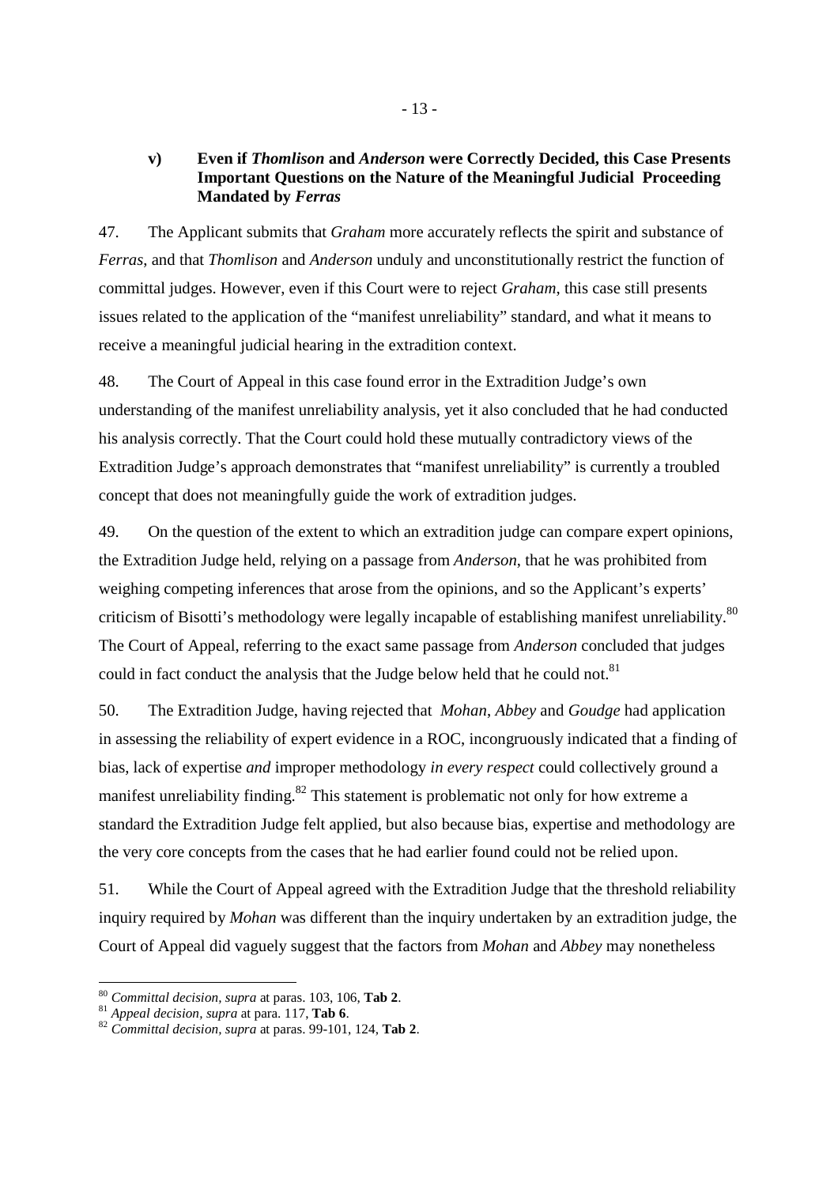### v) Even if *Thomlison* and *Anderson* were Correctly Decided, this Case Presents Important Questions on the Nature of the Meaningful Judicial Proceeding Mandated by *Ferras*

47. The Applicant submits that *Graham* more accurately reflects the spirit and substance of *Ferras*, and that *Thomlison* and *Anderson* unduly and unconstitutionally restrict the function of committal judges. However, even if this Court were to reject *Graham*, this case still presents issues related to the application of the "manifest unreliability" standard, and what it means to receive a meaningful judicial hearing in the extradition context.

48. The Court of Appeal in this case found error in the Extradition Judge's own understanding of the manifest unreliability analysis, yet it also concluded that he had conducted his analysis correctly. That the Court could hold these mutually contradictory views of the Extradition Judge's approach demonstrates that "manifest unreliability" is currently a troubled concept that does not meaningfully guide the work of extradition judges.

49. On the question of the extent to which an extradition judge can compare expert opinions, the Extradition Judge held, relying on a passage from *Anderson*, that he was prohibited from weighing competing inferences that arose from the opinions, and so the Applicant's experts' criticism of Bisotti's methodology were legally incapable of establishing manifest unreliability.[80] The Court of Appeal, referring to the exact same passage from *Anderson* concluded that judges could in fact conduct the analysis that the Judge below held that he could not.[81]

50. The Extradition Judge, having rejected that *Mohan*, *Abbey* and *Goudge* had application in assessing the reliability of expert evidence in a ROC, incongruously indicated that a finding of bias, lack of expertise *and* improper methodology *in every respect* could collectively ground a manifest unreliability finding.[82] This statement is problematic not only for how extreme a standard the Extradition Judge felt applied, but also because bias, expertise and methodology are the very core concepts from the cases that he had earlier found could not be relied upon.

51. While the Court of Appeal agreed with the Extradition Judge that the threshold reliability inquiry required by *Mohan* was different than the inquiry undertaken by an extradition judge, the Court of Appeal did vaguely suggest that the factors from *Mohan* and *Abbey* may nonetheless

---

[80] *Committal decision, supra* at paras. 103, 106, **Tab 2**.

[81] *Appeal decision, supra* at para. 117, **Tab 6**.

[82] *Committal decision, supra* at paras. 99-101, 124, **Tab 2**.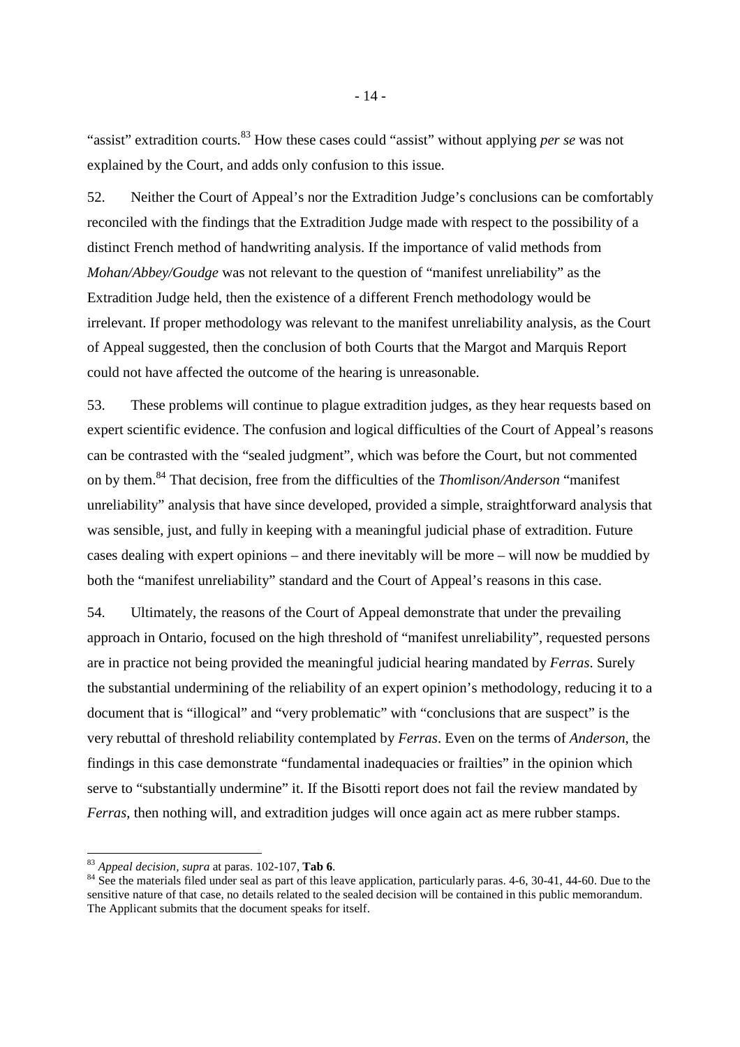"assist" extradition courts.[83] How these cases could "assist" without applying *per se* was not explained by the Court, and adds only confusion to this issue.

52. Neither the Court of Appeal's nor the Extradition Judge's conclusions can be comfortably reconciled with the findings that the Extradition Judge made with respect to the possibility of a distinct French method of handwriting analysis. If the importance of valid methods from *Mohan/Abbey/Goudge* was not relevant to the question of "manifest unreliability" as the Extradition Judge held, then the existence of a different French methodology would be irrelevant. If proper methodology was relevant to the manifest unreliability analysis, as the Court of Appeal suggested, then the conclusion of both Courts that the Margot and Marquis Report could not have affected the outcome of the hearing is unreasonable.

53. These problems will continue to plague extradition judges, as they hear requests based on expert scientific evidence. The confusion and logical difficulties of the Court of Appeal's reasons can be contrasted with the "sealed judgment", which was before the Court, but not commented on by them.[84] That decision, free from the difficulties of the *Thomlison/Anderson* "manifest unreliability" analysis that have since developed, provided a simple, straightforward analysis that was sensible, just, and fully in keeping with a meaningful judicial phase of extradition. Future cases dealing with expert opinions – and there inevitably will be more – will now be muddied by both the "manifest unreliability" standard and the Court of Appeal's reasons in this case.

54. Ultimately, the reasons of the Court of Appeal demonstrate that under the prevailing approach in Ontario, focused on the high threshold of "manifest unreliability", requested persons are in practice not being provided the meaningful judicial hearing mandated by *Ferras*. Surely the substantial undermining of the reliability of an expert opinion's methodology, reducing it to a document that is "illogical" and "very problematic" with "conclusions that are suspect" is the very rebuttal of threshold reliability contemplated by *Ferras*. Even on the terms of *Anderson*, the findings in this case demonstrate "fundamental inadequacies or frailties" in the opinion which serve to "substantially undermine" it. If the Bisotti report does not fail the review mandated by *Ferras*, then nothing will, and extradition judges will once again act as mere rubber stamps.

---

[83] *Appeal decision, supra* at paras. 102-107, **Tab 6**.

[84] See the materials filed under seal as part of this leave application, particularly paras. 4-6, 30-41, 44-60. Due to the sensitive nature of that case, no details related to the sealed decision will be contained in this public memorandum. The Applicant submits that the document speaks for itself.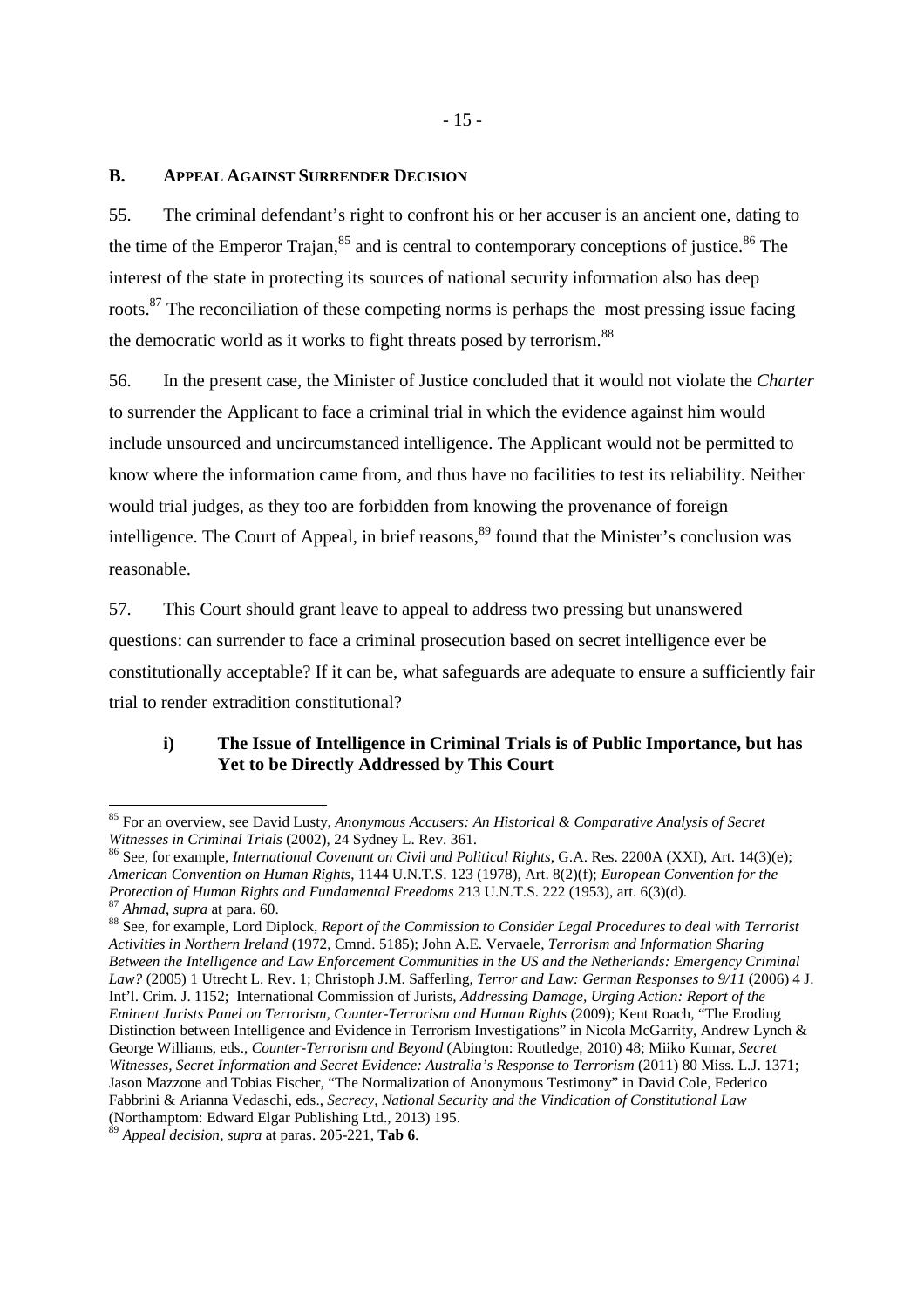## B. APPEAL AGAINST SURRENDER DECISION

55. The criminal defendant's right to confront his or her accuser is an ancient one, dating to the time of the Emperor Trajan,[85] and is central to contemporary conceptions of justice.[86] The interest of the state in protecting its sources of national security information also has deep roots.[87] The reconciliation of these competing norms is perhaps the most pressing issue facing the democratic world as it works to fight threats posed by terrorism.[88]

56. In the present case, the Minister of Justice concluded that it would not violate the *Charter* to surrender the Applicant to face a criminal trial in which the evidence against him would include unsourced and uncircumstanced intelligence. The Applicant would not be permitted to know where the information came from, and thus have no facilities to test its reliability. Neither would trial judges, as they too are forbidden from knowing the provenance of foreign intelligence. The Court of Appeal, in brief reasons,[89] found that the Minister's conclusion was reasonable.

57. This Court should grant leave to appeal to address two pressing but unanswered questions: can surrender to face a criminal prosecution based on secret intelligence ever be constitutionally acceptable? If it can be, what safeguards are adequate to ensure a sufficiently fair trial to render extradition constitutional?

### i) The Issue of Intelligence in Criminal Trials is of Public Importance, but has Yet to be Directly Addressed by This Court

---

[85] For an overview, see David Lusty, *Anonymous Accusers: An Historical & Comparative Analysis of Secret Witnesses in Criminal Trials* (2002), 24 Sydney L. Rev. 361.

[86] See, for example, *International Covenant on Civil and Political Rights*, G.A. Res. 2200A (XXI), Art. 14(3)(e); *American Convention on Human Rights*, 1144 U.N.T.S. 123 (1978), Art. 8(2)(f); *European Convention for the Protection of Human Rights and Fundamental Freedoms* 213 U.N.T.S. 222 (1953), art. 6(3)(d).

[87] *Ahmad*, *supra* at para. 60.

[88] See, for example, Lord Diplock, *Report of the Commission to Consider Legal Procedures to deal with Terrorist Activities in Northern Ireland* (1972, Cmnd. 5185); John A.E. Vervaele, *Terrorism and Information Sharing Between the Intelligence and Law Enforcement Communities in the US and the Netherlands: Emergency Criminal Law?* (2005) 1 Utrecht L. Rev. 1; Christoph J.M. Safferling, *Terror and Law: German Responses to 9/11* (2006) 4 J. Int'l. Crim. J. 1152; International Commission of Jurists, *Addressing Damage, Urging Action: Report of the Eminent Jurists Panel on Terrorism, Counter-Terrorism and Human Rights* (2009); Kent Roach, "The Eroding Distinction between Intelligence and Evidence in Terrorism Investigations" in Nicola McGarrity, Andrew Lynch & George Williams, eds., *Counter-Terrorism and Beyond* (Abington: Routledge, 2010) 48; Miiko Kumar, *Secret Witnesses, Secret Information and Secret Evidence: Australia's Response to Terrorism* (2011) 80 Miss. L.J. 1371; Jason Mazzone and Tobias Fischer, "The Normalization of Anonymous Testimony" in David Cole, Federico Fabbrini & Arianna Vedaschi, eds., *Secrecy, National Security and the Vindication of Constitutional Law* (Northamptom: Edward Elgar Publishing Ltd., 2013) 195.

[89] *Appeal decision*, *supra* at paras. 205-221, **Tab 6**.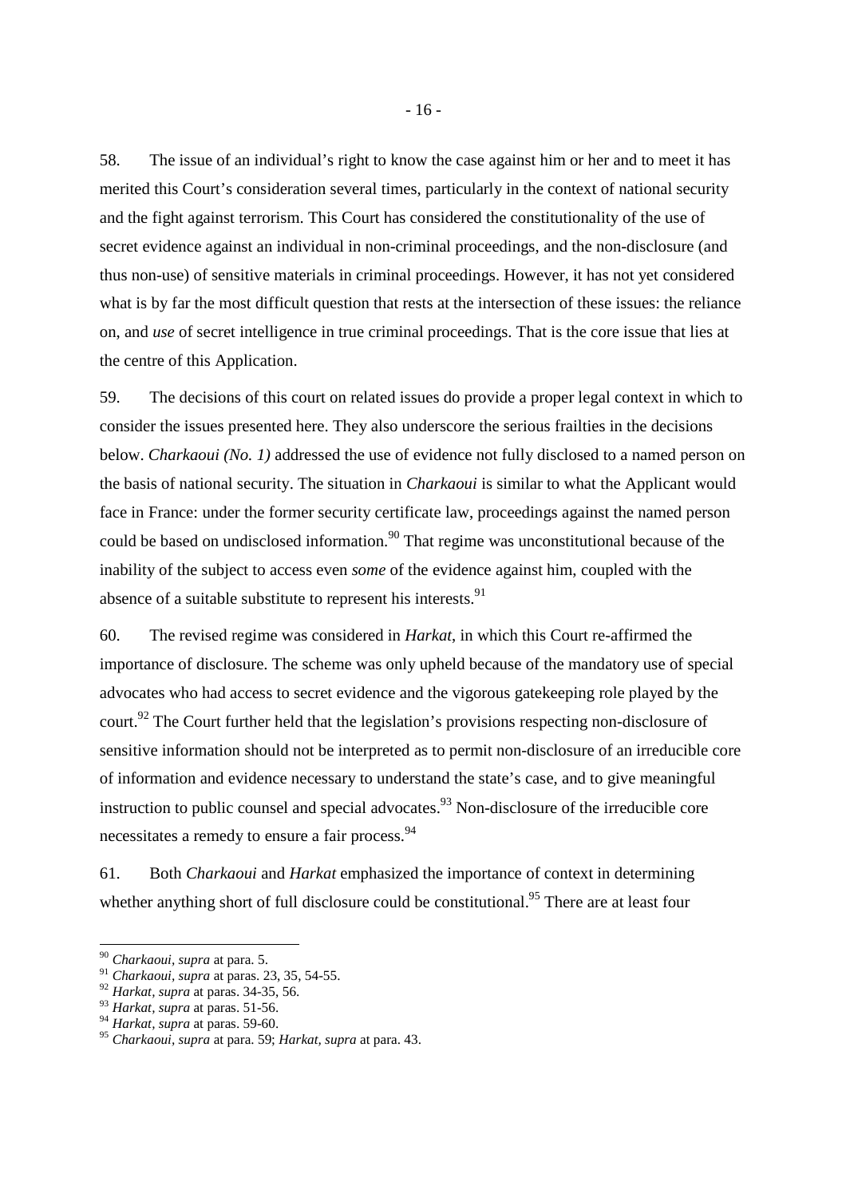58. The issue of an individual's right to know the case against him or her and to meet it has merited this Court's consideration several times, particularly in the context of national security and the fight against terrorism. This Court has considered the constitutionality of the use of secret evidence against an individual in non-criminal proceedings, and the non-disclosure (and thus non-use) of sensitive materials in criminal proceedings. However, it has not yet considered what is by far the most difficult question that rests at the intersection of these issues: the reliance on, and *use* of secret intelligence in true criminal proceedings. That is the core issue that lies at the centre of this Application.

59. The decisions of this court on related issues do provide a proper legal context in which to consider the issues presented here. They also underscore the serious frailties in the decisions below. *Charkaoui (No. 1)* addressed the use of evidence not fully disclosed to a named person on the basis of national security. The situation in *Charkaoui* is similar to what the Applicant would face in France: under the former security certificate law, proceedings against the named person could be based on undisclosed information.[90] That regime was unconstitutional because of the inability of the subject to access even *some* of the evidence against him, coupled with the absence of a suitable substitute to represent his interests.[91]

60. The revised regime was considered in *Harkat*, in which this Court re-affirmed the importance of disclosure. The scheme was only upheld because of the mandatory use of special advocates who had access to secret evidence and the vigorous gatekeeping role played by the court.[92] The Court further held that the legislation's provisions respecting non-disclosure of sensitive information should not be interpreted as to permit non-disclosure of an irreducible core of information and evidence necessary to understand the state's case, and to give meaningful instruction to public counsel and special advocates.[93] Non-disclosure of the irreducible core necessitates a remedy to ensure a fair process.[94]

61. Both *Charkaoui* and *Harkat* emphasized the importance of context in determining whether anything short of full disclosure could be constitutional.[95] There are at least four

---

[90] *Charkaoui*, *supra* at para. 5.

[91] *Charkaoui*, *supra* at paras. 23, 35, 54-55.

[92] *Harkat*, *supra* at paras. 34-35, 56.

[93] *Harkat*, *supra* at paras. 51-56.

[94] *Harkat*, *supra* at paras. 59-60.

[95] *Charkaoui*, *supra* at para. 59; *Harkat*, *supra* at para. 43.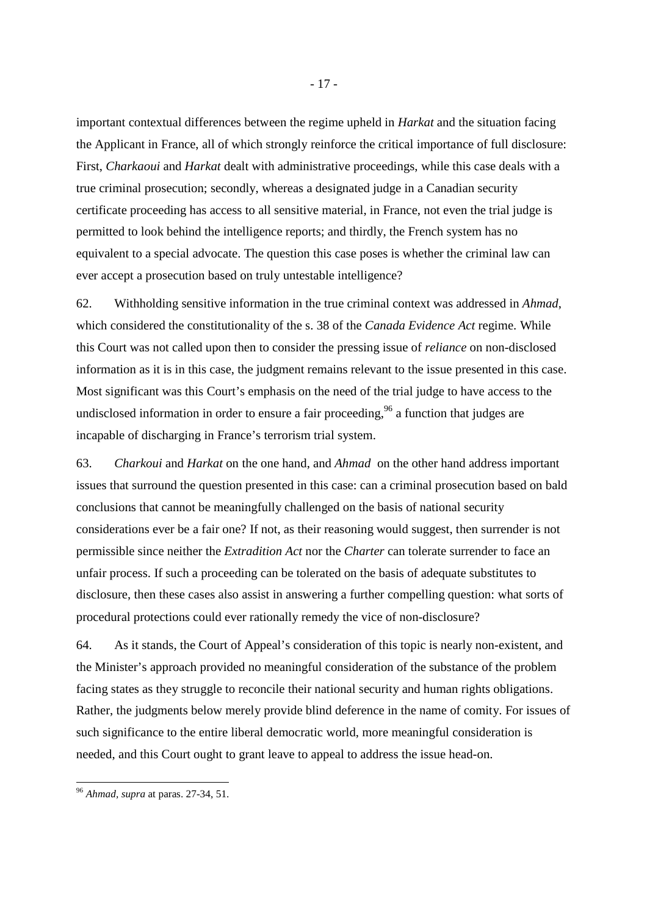important contextual differences between the regime upheld in *Harkat* and the situation facing the Applicant in France, all of which strongly reinforce the critical importance of full disclosure: First, *Charkaoui* and *Harkat* dealt with administrative proceedings, while this case deals with a true criminal prosecution; secondly, whereas a designated judge in a Canadian security certificate proceeding has access to all sensitive material, in France, not even the trial judge is permitted to look behind the intelligence reports; and thirdly, the French system has no equivalent to a special advocate. The question this case poses is whether the criminal law can ever accept a prosecution based on truly untestable intelligence?

62. Withholding sensitive information in the true criminal context was addressed in *Ahmad*, which considered the constitutionality of the s. 38 of the *Canada Evidence Act* regime. While this Court was not called upon then to consider the pressing issue of *reliance* on non-disclosed information as it is in this case, the judgment remains relevant to the issue presented in this case. Most significant was this Court's emphasis on the need of the trial judge to have access to the undisclosed information in order to ensure a fair proceeding,[96] a function that judges are incapable of discharging in France's terrorism trial system.

63. *Charkoui* and *Harkat* on the one hand, and *Ahmad* on the other hand address important issues that surround the question presented in this case: can a criminal prosecution based on bald conclusions that cannot be meaningfully challenged on the basis of national security considerations ever be a fair one? If not, as their reasoning would suggest, then surrender is not permissible since neither the *Extradition Act* nor the *Charter* can tolerate surrender to face an unfair process. If such a proceeding can be tolerated on the basis of adequate substitutes to disclosure, then these cases also assist in answering a further compelling question: what sorts of procedural protections could ever rationally remedy the vice of non-disclosure?

64. As it stands, the Court of Appeal's consideration of this topic is nearly non-existent, and the Minister's approach provided no meaningful consideration of the substance of the problem facing states as they struggle to reconcile their national security and human rights obligations. Rather, the judgments below merely provide blind deference in the name of comity. For issues of such significance to the entire liberal democratic world, more meaningful consideration is needed, and this Court ought to grant leave to appeal to address the issue head-on.

---

[96] *Ahmad*, *supra* at paras. 27-34, 51.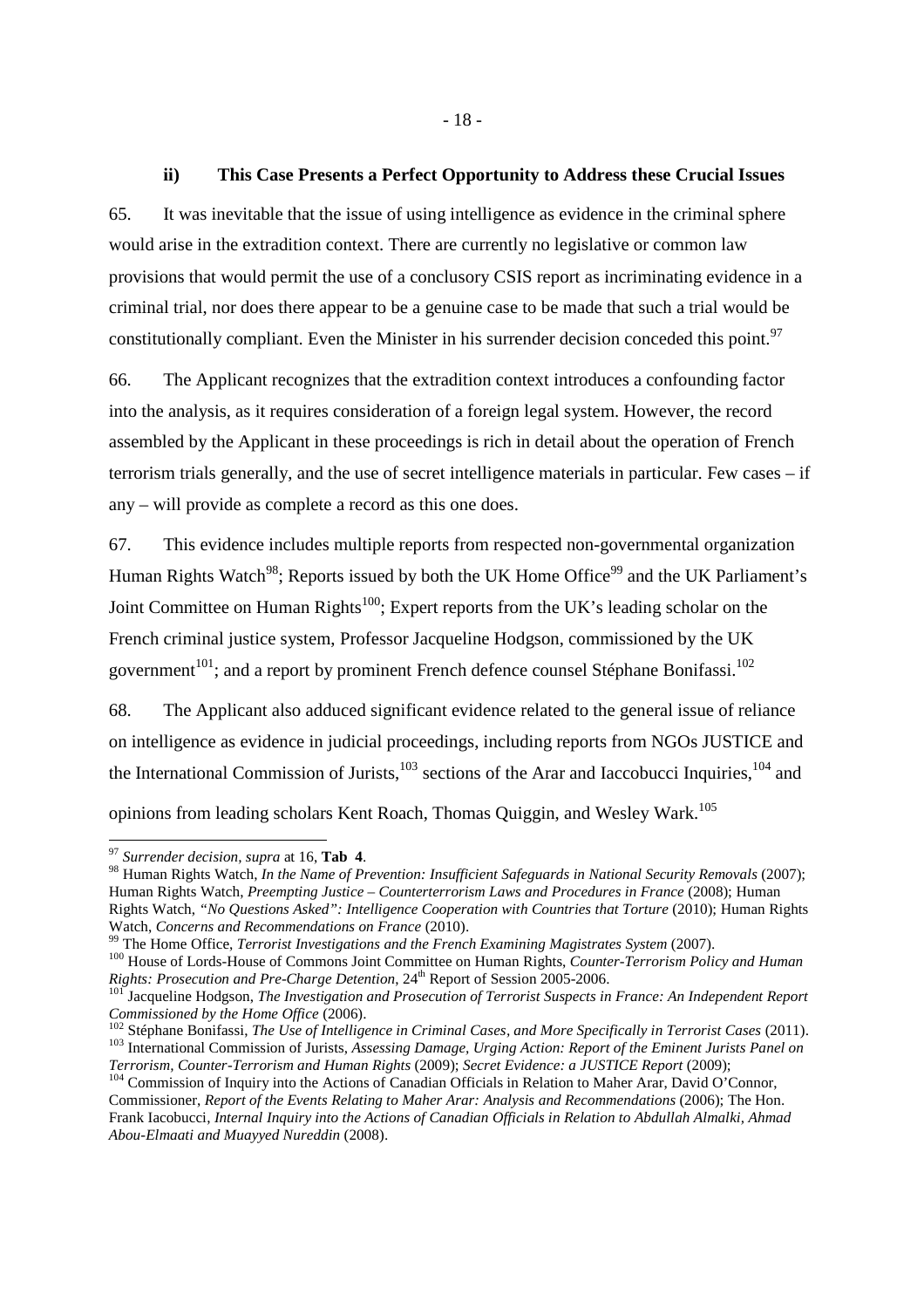### ii) This Case Presents a Perfect Opportunity to Address these Crucial Issues

65. It was inevitable that the issue of using intelligence as evidence in the criminal sphere would arise in the extradition context. There are currently no legislative or common law provisions that would permit the use of a conclusory CSIS report as incriminating evidence in a criminal trial, nor does there appear to be a genuine case to be made that such a trial would be constitutionally compliant. Even the Minister in his surrender decision conceded this point.[97]

66. The Applicant recognizes that the extradition context introduces a confounding factor into the analysis, as it requires consideration of a foreign legal system. However, the record assembled by the Applicant in these proceedings is rich in detail about the operation of French terrorism trials generally, and the use of secret intelligence materials in particular. Few cases – if any – will provide as complete a record as this one does.

67. This evidence includes multiple reports from respected non-governmental organization Human Rights Watch[98]; Reports issued by both the UK Home Office[99] and the UK Parliament's Joint Committee on Human Rights[100]; Expert reports from the UK's leading scholar on the French criminal justice system, Professor Jacqueline Hodgson, commissioned by the UK government[101]; and a report by prominent French defence counsel Stéphane Bonifassi.[102]

68. The Applicant also adduced significant evidence related to the general issue of reliance on intelligence as evidence in judicial proceedings, including reports from NGOs JUSTICE and the International Commission of Jurists,[103] sections of the Arar and Iaccobucci Inquiries,[104] and opinions from leading scholars Kent Roach, Thomas Quiggin, and Wesley Wark.[105]

---

[97] *Surrender decision, supra* at 16, **Tab 4**.

[98] Human Rights Watch, *In the Name of Prevention: Insufficient Safeguards in National Security Removals* (2007); Human Rights Watch, *Preempting Justice – Counterterrorism Laws and Procedures in France* (2008); Human Rights Watch, *"No Questions Asked": Intelligence Cooperation with Countries that Torture* (2010); Human Rights Watch, *Concerns and Recommendations on France* (2010).

[99] The Home Office, *Terrorist Investigations and the French Examining Magistrates System* (2007).

[100] House of Lords-House of Commons Joint Committee on Human Rights, *Counter-Terrorism Policy and Human Rights: Prosecution and Pre-Charge Detention*, 24th Report of Session 2005-2006.

[101] Jacqueline Hodgson, *The Investigation and Prosecution of Terrorist Suspects in France: An Independent Report Commissioned by the Home Office* (2006).

[102] Stéphane Bonifassi, *The Use of Intelligence in Criminal Cases, and More Specifically in Terrorist Cases* (2011).

[103] International Commission of Jurists, *Assessing Damage, Urging Action: Report of the Eminent Jurists Panel on Terrorism, Counter-Terrorism and Human Rights* (2009); *Secret Evidence: a JUSTICE Report* (2009);

[104] Commission of Inquiry into the Actions of Canadian Officials in Relation to Maher Arar, David O'Connor, Commissioner, *Report of the Events Relating to Maher Arar: Analysis and Recommendations* (2006); The Hon. Frank Iacobucci, *Internal Inquiry into the Actions of Canadian Officials in Relation to Abdullah Almalki, Ahmad Abou-Elmaati and Muayyed Nureddin* (2008).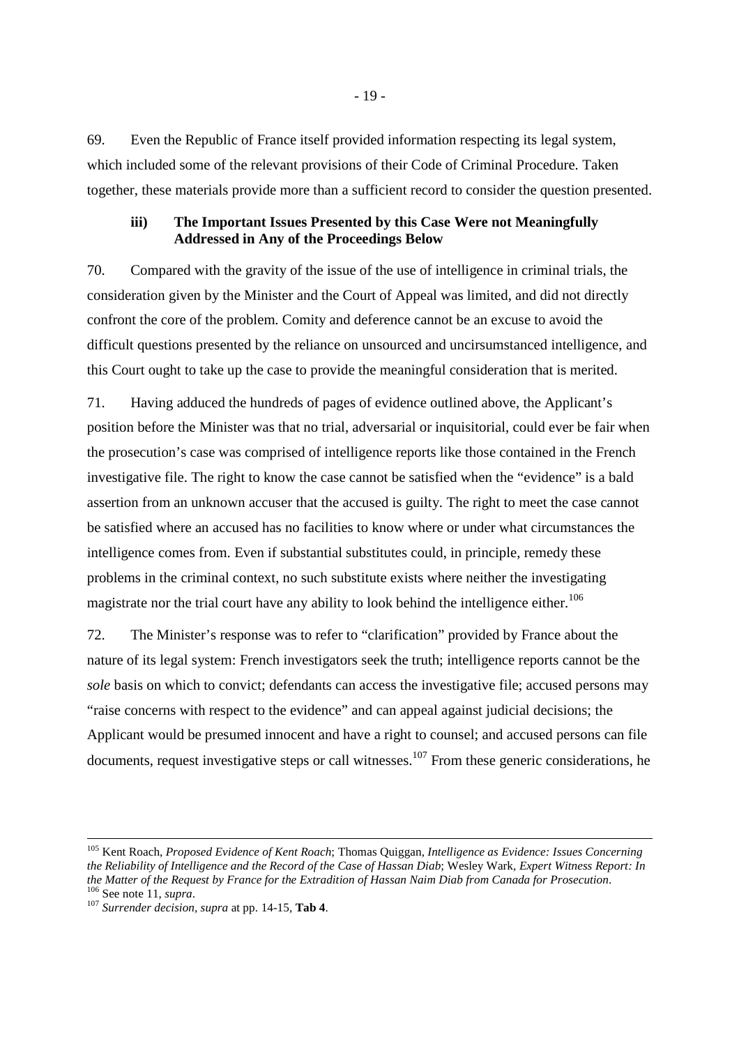69. Even the Republic of France itself provided information respecting its legal system, which included some of the relevant provisions of their Code of Criminal Procedure. Taken together, these materials provide more than a sufficient record to consider the question presented.

### iii) The Important Issues Presented by this Case Were not Meaningfully Addressed in Any of the Proceedings Below

70. Compared with the gravity of the issue of the use of intelligence in criminal trials, the consideration given by the Minister and the Court of Appeal was limited, and did not directly confront the core of the problem. Comity and deference cannot be an excuse to avoid the difficult questions presented by the reliance on unsourced and uncirsumstanced intelligence, and this Court ought to take up the case to provide the meaningful consideration that is merited.

71. Having adduced the hundreds of pages of evidence outlined above, the Applicant's position before the Minister was that no trial, adversarial or inquisitorial, could ever be fair when the prosecution's case was comprised of intelligence reports like those contained in the French investigative file. The right to know the case cannot be satisfied when the "evidence" is a bald assertion from an unknown accuser that the accused is guilty. The right to meet the case cannot be satisfied where an accused has no facilities to know where or under what circumstances the intelligence comes from. Even if substantial substitutes could, in principle, remedy these problems in the criminal context, no such substitute exists where neither the investigating magistrate nor the trial court have any ability to look behind the intelligence either.[106]

72. The Minister's response was to refer to "clarification" provided by France about the nature of its legal system: French investigators seek the truth; intelligence reports cannot be the *sole* basis on which to convict; defendants can access the investigative file; accused persons may "raise concerns with respect to the evidence" and can appeal against judicial decisions; the Applicant would be presumed innocent and have a right to counsel; and accused persons can file documents, request investigative steps or call witnesses.[107] From these generic considerations, he

---

[105] Kent Roach, *Proposed Evidence of Kent Roach*; Thomas Quiggan, *Intelligence as Evidence: Issues Concerning the Reliability of Intelligence and the Record of the Case of Hassan Diab*; Wesley Wark, *Expert Witness Report: In the Matter of the Request by France for the Extradition of Hassan Naim Diab from Canada for Prosecution*.

[106] See note 11, *supra*.

[107] *Surrender decision*, *supra* at pp. 14-15, **Tab 4**.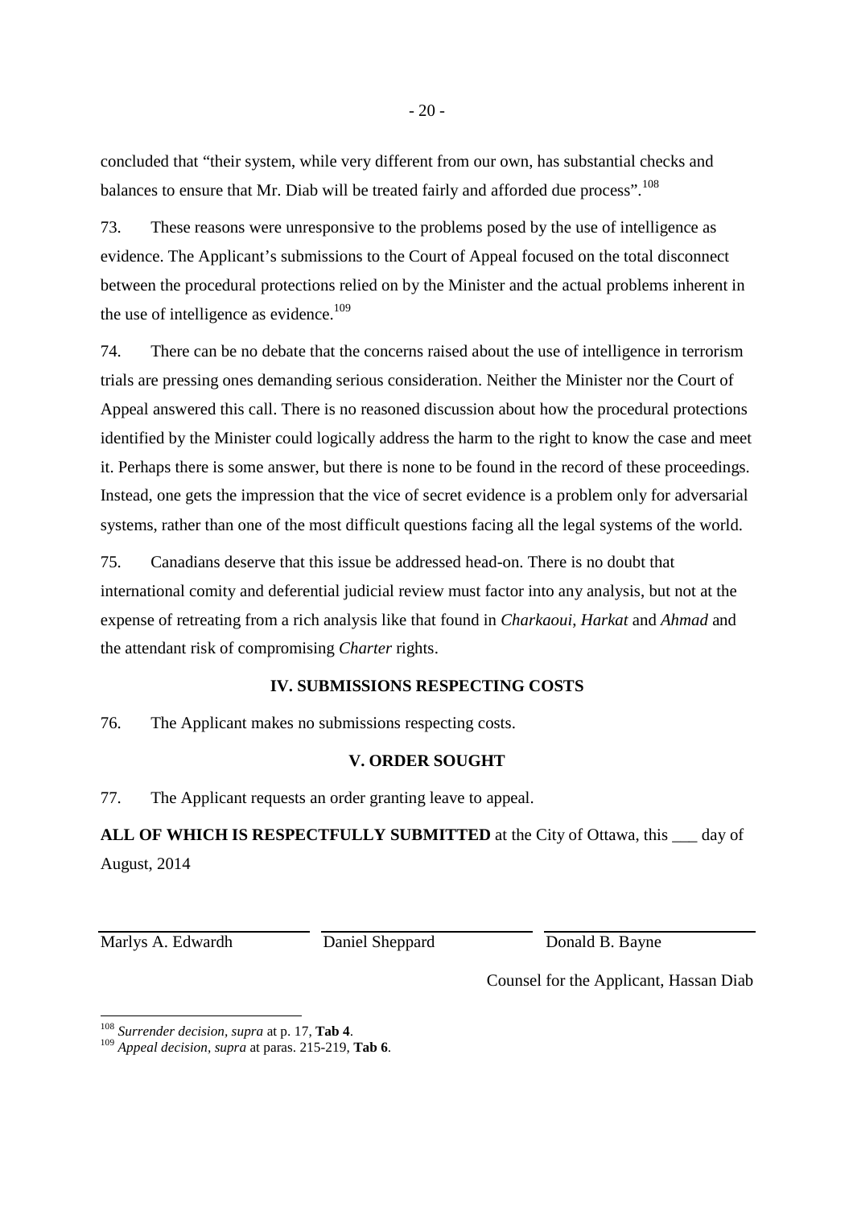concluded that "their system, while very different from our own, has substantial checks and balances to ensure that Mr. Diab will be treated fairly and afforded due process".[108]

73. These reasons were unresponsive to the problems posed by the use of intelligence as evidence. The Applicant's submissions to the Court of Appeal focused on the total disconnect between the procedural protections relied on by the Minister and the actual problems inherent in the use of intelligence as evidence.[109]

74. There can be no debate that the concerns raised about the use of intelligence in terrorism trials are pressing ones demanding serious consideration. Neither the Minister nor the Court of Appeal answered this call. There is no reasoned discussion about how the procedural protections identified by the Minister could logically address the harm to the right to know the case and meet it. Perhaps there is some answer, but there is none to be found in the record of these proceedings. Instead, one gets the impression that the vice of secret evidence is a problem only for adversarial systems, rather than one of the most difficult questions facing all the legal systems of the world.

75. Canadians deserve that this issue be addressed head-on. There is no doubt that international comity and deferential judicial review must factor into any analysis, but not at the expense of retreating from a rich analysis like that found in *Charkaoui*, *Harkat* and *Ahmad* and the attendant risk of compromising *Charter* rights.

## IV. SUBMISSIONS RESPECTING COSTS

76. The Applicant makes no submissions respecting costs.

## V. ORDER SOUGHT

77. The Applicant requests an order granting leave to appeal.

**ALL OF WHICH IS RESPECTFULLY SUBMITTED** at the City of Ottawa, this ___ day of August, 2014

Marlys A. Edwardh    Daniel Sheppard    Donald B. Bayne

Counsel for the Applicant, Hassan Diab

---

[108] *Surrender decision*, *supra* at p. 17, **Tab 4**.

[109] *Appeal decision*, *supra* at paras. 215-219, **Tab 6**.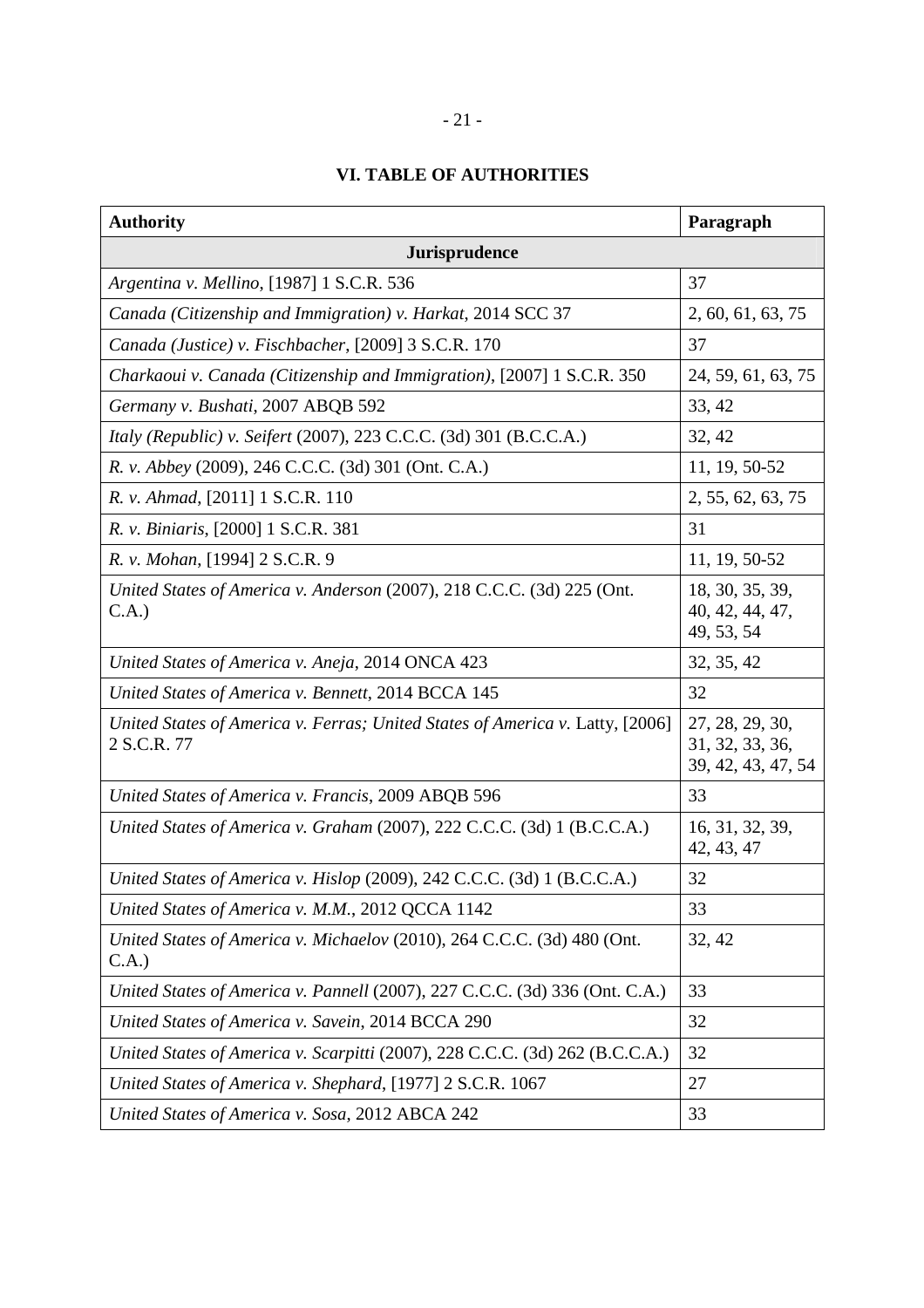## VI. TABLE OF AUTHORITIES

| Authority | Paragraph |
|---|---|
| **Jurisprudence** | |
| *Argentina v. Mellino*, [1987] 1 S.C.R. 536 | 37 |
| *Canada (Citizenship and Immigration) v. Harkat*, 2014 SCC 37 | 2, 60, 61, 63, 75 |
| *Canada (Justice) v. Fischbacher*, [2009] 3 S.C.R. 170 | 37 |
| *Charkaoui v. Canada (Citizenship and Immigration)*, [2007] 1 S.C.R. 350 | 24, 59, 61, 63, 75 |
| *Germany v. Bushati*, 2007 ABQB 592 | 33, 42 |
| *Italy (Republic) v. Seifert* (2007), 223 C.C.C. (3d) 301 (B.C.C.A.) | 32, 42 |
| *R. v. Abbey* (2009), 246 C.C.C. (3d) 301 (Ont. C.A.) | 11, 19, 50-52 |
| *R. v. Ahmad*, [2011] 1 S.C.R. 110 | 2, 55, 62, 63, 75 |
| *R. v. Biniaris*, [2000] 1 S.C.R. 381 | 31 |
| *R. v. Mohan*, [1994] 2 S.C.R. 9 | 11, 19, 50-52 |
| *United States of America v. Anderson* (2007), 218 C.C.C. (3d) 225 (Ont. C.A.) | 18, 30, 35, 39, 40, 42, 44, 47, 49, 53, 54 |
| *United States of America v. Aneja*, 2014 ONCA 423 | 32, 35, 42 |
| *United States of America v. Bennett*, 2014 BCCA 145 | 32 |
| *United States of America v. Ferras; United States of America v.* Latty, [2006] 2 S.C.R. 77 | 27, 28, 29, 30, 31, 32, 33, 36, 39, 42, 43, 47, 54 |
| *United States of America v. Francis*, 2009 ABQB 596 | 33 |
| *United States of America v. Graham* (2007), 222 C.C.C. (3d) 1 (B.C.C.A.) | 16, 31, 32, 39, 42, 43, 47 |
| *United States of America v. Hislop* (2009), 242 C.C.C. (3d) 1 (B.C.C.A.) | 32 |
| *United States of America v. M.M.*, 2012 QCCA 1142 | 33 |
| *United States of America v. Michaelov* (2010), 264 C.C.C. (3d) 480 (Ont. C.A.) | 32, 42 |
| *United States of America v. Pannell* (2007), 227 C.C.C. (3d) 336 (Ont. C.A.) | 33 |
| *United States of America v. Savein*, 2014 BCCA 290 | 32 |
| *United States of America v. Scarpitti* (2007), 228 C.C.C. (3d) 262 (B.C.C.A.) | 32 |
| *United States of America v. Shephard*, [1977] 2 S.C.R. 1067 | 27 |
| *United States of America v. Sosa*, 2012 ABCA 242 | 33 |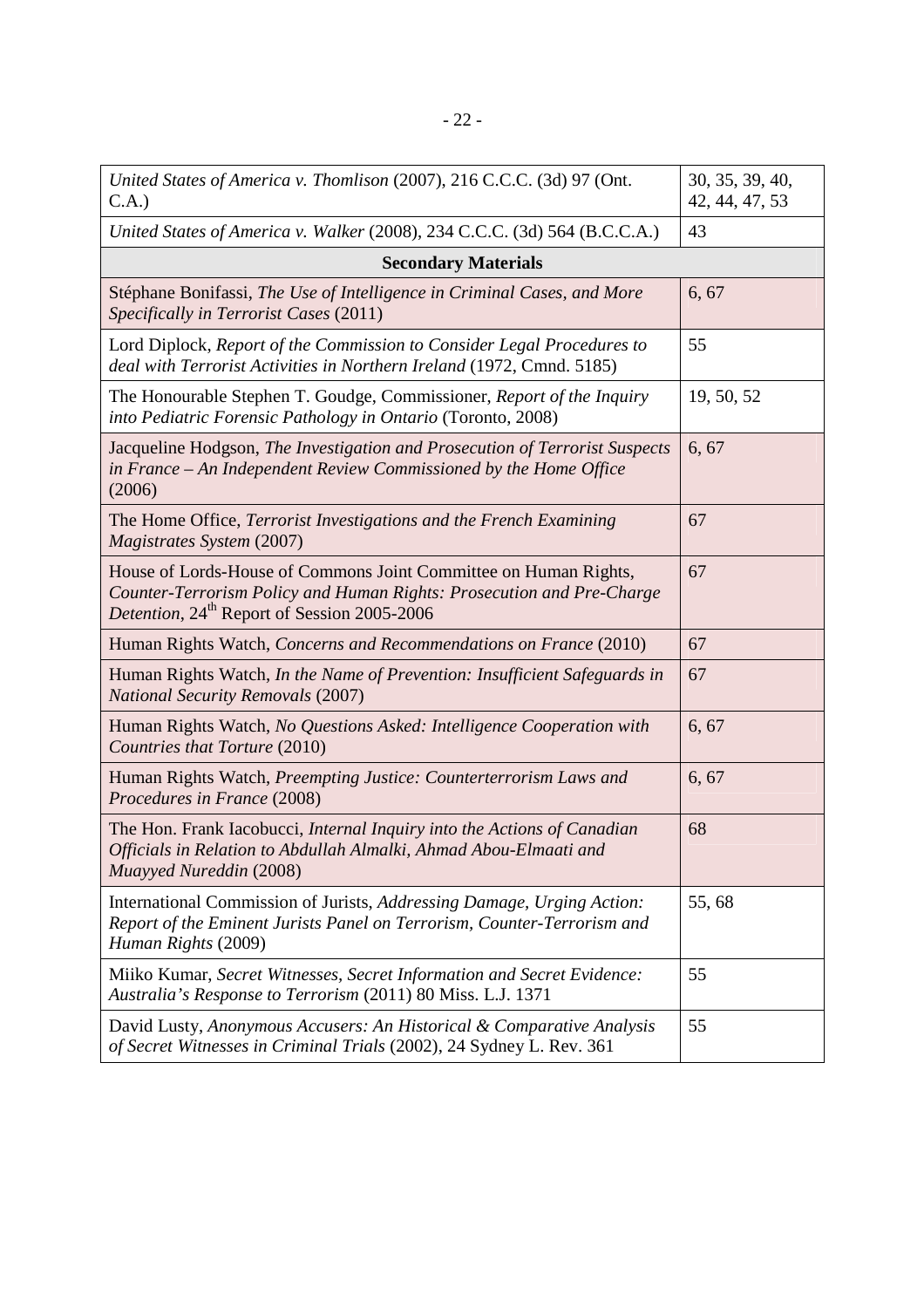| | |
|---|---|
| *United States of America v. Thomlison* (2007), 216 C.C.C. (3d) 97 (Ont. C.A.) | 30, 35, 39, 40, 42, 44, 47, 53 |
| *United States of America v. Walker* (2008), 234 C.C.C. (3d) 564 (B.C.C.A.) | 43 |
| **Secondary Materials** | |
| Stéphane Bonifassi, *The Use of Intelligence in Criminal Cases, and More Specifically in Terrorist Cases* (2011) | 6, 67 |
| Lord Diplock, *Report of the Commission to Consider Legal Procedures to deal with Terrorist Activities in Northern Ireland* (1972, Cmnd. 5185) | 55 |
| The Honourable Stephen T. Goudge, Commissioner, *Report of the Inquiry into Pediatric Forensic Pathology in Ontario* (Toronto, 2008) | 19, 50, 52 |
| Jacqueline Hodgson, *The Investigation and Prosecution of Terrorist Suspects in France – An Independent Review Commissioned by the Home Office* (2006) | 6, 67 |
| The Home Office, *Terrorist Investigations and the French Examining Magistrates System* (2007) | 67 |
| House of Lords-House of Commons Joint Committee on Human Rights, *Counter-Terrorism Policy and Human Rights: Prosecution and Pre-Charge Detention*, 24th Report of Session 2005-2006 | 67 |
| Human Rights Watch, *Concerns and Recommendations on France* (2010) | 67 |
| Human Rights Watch, *In the Name of Prevention: Insufficient Safeguards in National Security Removals* (2007) | 67 |
| Human Rights Watch, *No Questions Asked: Intelligence Cooperation with Countries that Torture* (2010) | 6, 67 |
| Human Rights Watch, *Preempting Justice: Counterterrorism Laws and Procedures in France* (2008) | 6, 67 |
| The Hon. Frank Iacobucci, *Internal Inquiry into the Actions of Canadian Officials in Relation to Abdullah Almalki, Ahmad Abou-Elmaati and Muayyed Nureddin* (2008) | 68 |
| International Commission of Jurists, *Addressing Damage, Urging Action: Report of the Eminent Jurists Panel on Terrorism, Counter-Terrorism and Human Rights* (2009) | 55, 68 |
| Miiko Kumar, *Secret Witnesses, Secret Information and Secret Evidence: Australia's Response to Terrorism* (2011) 80 Miss. L.J. 1371 | 55 |
| David Lusty, *Anonymous Accusers: An Historical & Comparative Analysis of Secret Witnesses in Criminal Trials* (2002), 24 Sydney L. Rev. 361 | 55 |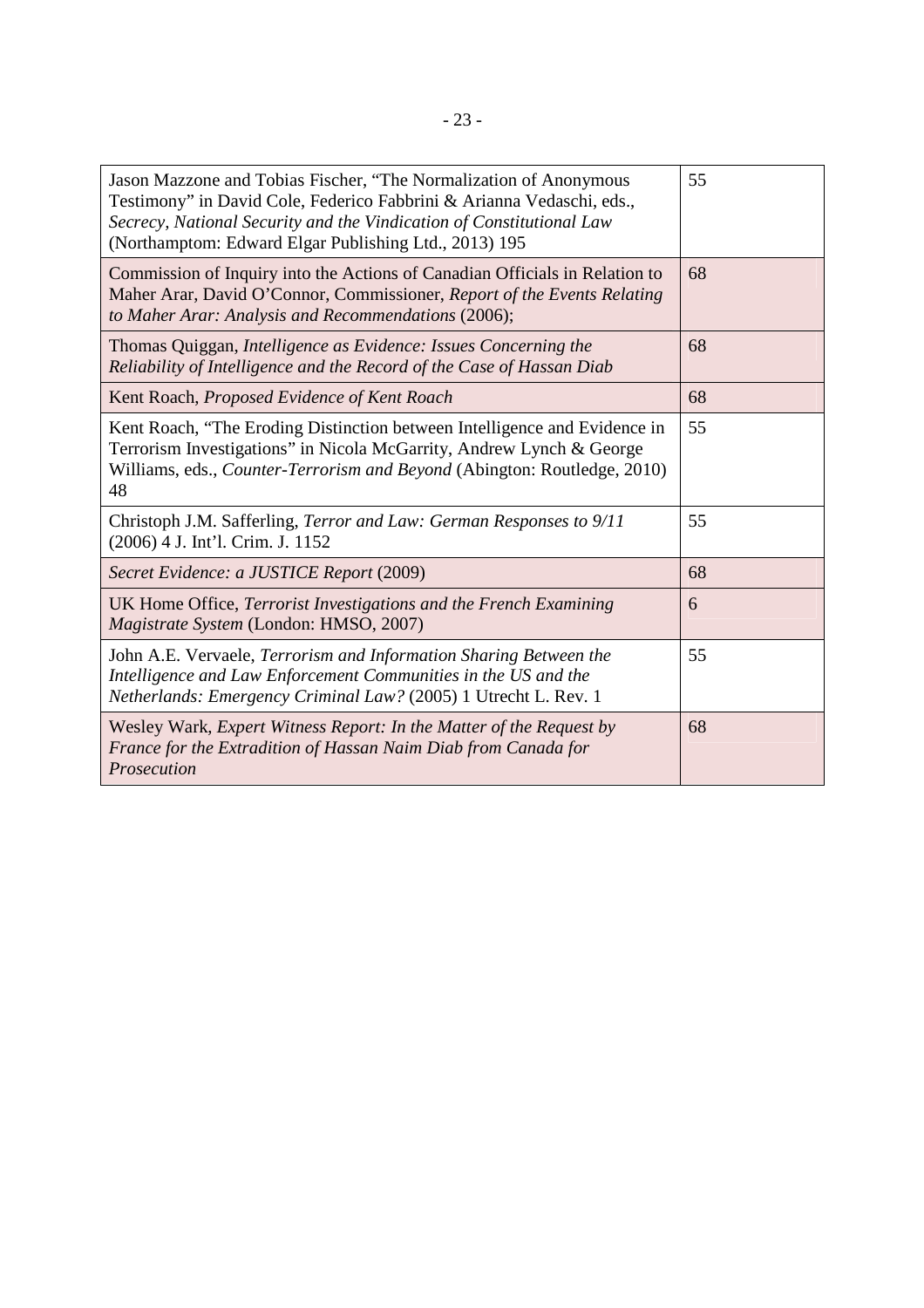| | |
|---|---|
| Jason Mazzone and Tobias Fischer, "The Normalization of Anonymous Testimony" in David Cole, Federico Fabbrini & Arianna Vedaschi, eds., *Secrecy, National Security and the Vindication of Constitutional Law* (Northamptom: Edward Elgar Publishing Ltd., 2013) 195 | 55 |
| Commission of Inquiry into the Actions of Canadian Officials in Relation to Maher Arar, David O'Connor, Commissioner, *Report of the Events Relating to Maher Arar: Analysis and Recommendations* (2006); | 68 |
| Thomas Quiggan, *Intelligence as Evidence: Issues Concerning the Reliability of Intelligence and the Record of the Case of Hassan Diab* | 68 |
| Kent Roach, *Proposed Evidence of Kent Roach* | 68 |
| Kent Roach, "The Eroding Distinction between Intelligence and Evidence in Terrorism Investigations" in Nicola McGarrity, Andrew Lynch & George Williams, eds., *Counter-Terrorism and Beyond* (Abington: Routledge, 2010) 48 | 55 |
| Christoph J.M. Safferling, *Terror and Law: German Responses to 9/11* (2006) 4 J. Int'l. Crim. J. 1152 | 55 |
| *Secret Evidence: a JUSTICE Report* (2009) | 68 |
| UK Home Office, *Terrorist Investigations and the French Examining Magistrate System* (London: HMSO, 2007) | 6 |
| John A.E. Vervaele, *Terrorism and Information Sharing Between the Intelligence and Law Enforcement Communities in the US and the Netherlands: Emergency Criminal Law?* (2005) 1 Utrecht L. Rev. 1 | 55 |
| Wesley Wark, *Expert Witness Report: In the Matter of the Request by France for the Extradition of Hassan Naim Diab from Canada for Prosecution* | 68 |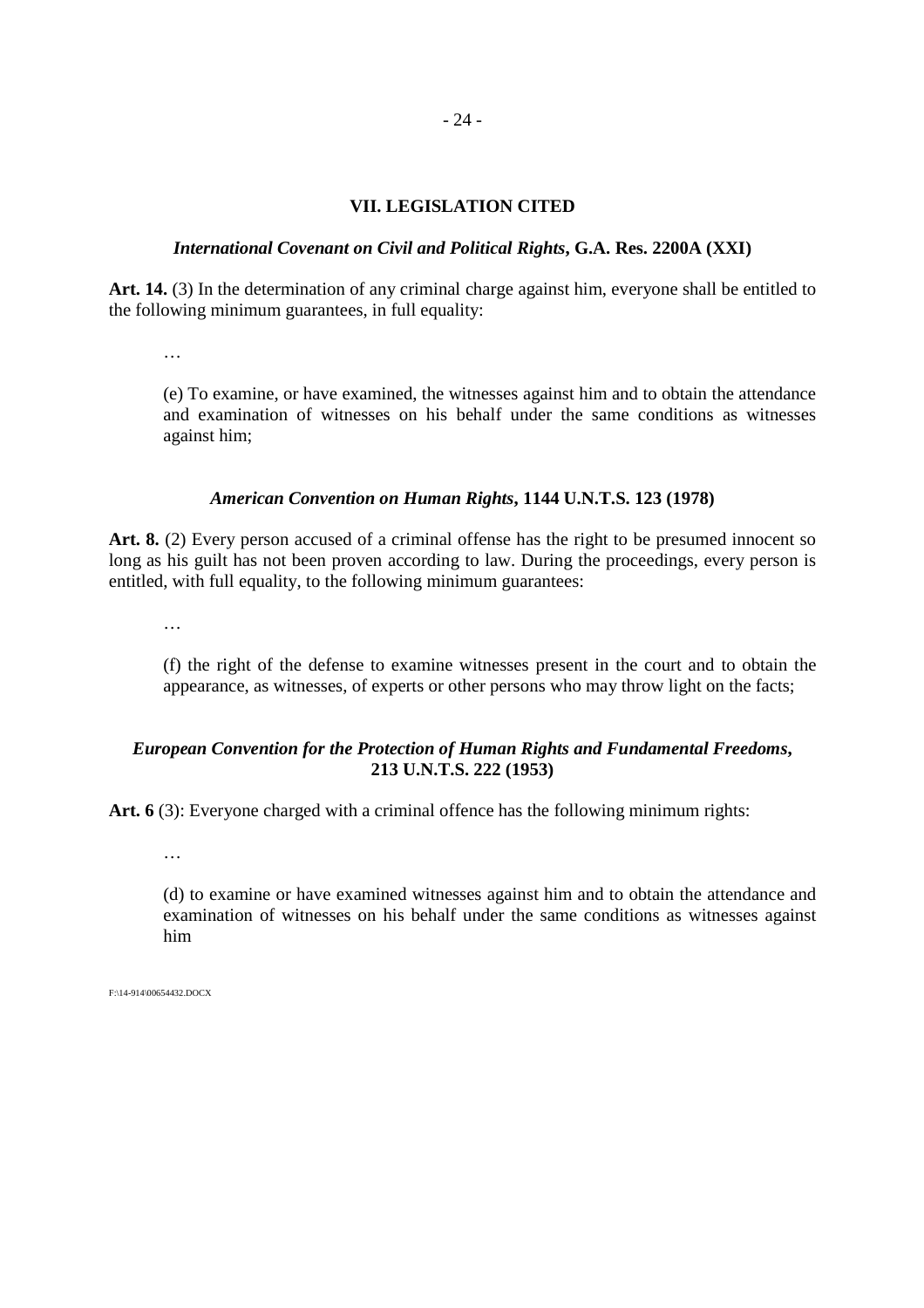## VII. LEGISLATION CITED

### *International Covenant on Civil and Political Rights*, G.A. Res. 2200A (XXI)

**Art. 14.** (3) In the determination of any criminal charge against him, everyone shall be entitled to the following minimum guarantees, in full equality:

…

(e) To examine, or have examined, the witnesses against him and to obtain the attendance and examination of witnesses on his behalf under the same conditions as witnesses against him;

### *American Convention on Human Rights*, 1144 U.N.T.S. 123 (1978)

**Art. 8.** (2) Every person accused of a criminal offense has the right to be presumed innocent so long as his guilt has not been proven according to law. During the proceedings, every person is entitled, with full equality, to the following minimum guarantees:

…

(f) the right of the defense to examine witnesses present in the court and to obtain the appearance, as witnesses, of experts or other persons who may throw light on the facts;

### *European Convention for the Protection of Human Rights and Fundamental Freedoms*, 213 U.N.T.S. 222 (1953)

**Art. 6** (3): Everyone charged with a criminal offence has the following minimum rights:

…

(d) to examine or have examined witnesses against him and to obtain the attendance and examination of witnesses on his behalf under the same conditions as witnesses against him

F:\14-914\00654432.DOCX